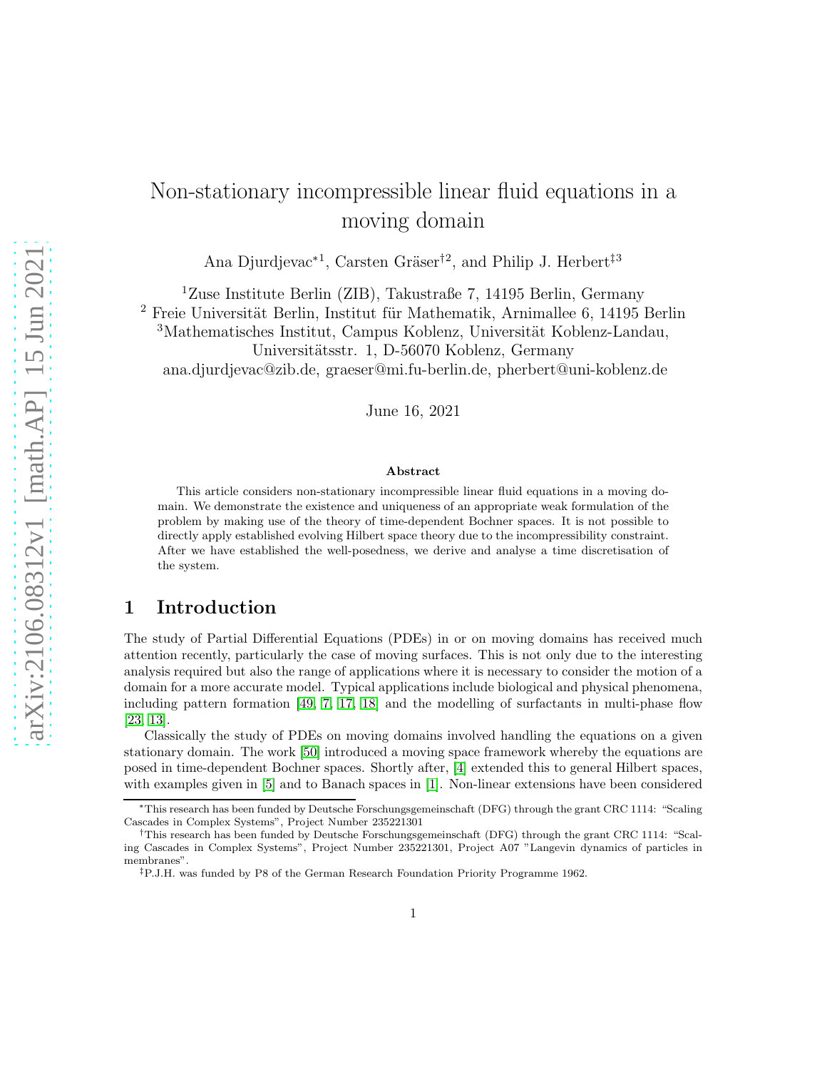# Non-stationary incompressible linear fluid equations in a moving domain

Ana Djurdjevac*[1], Carsten Gräser†[2], and Philip J. Herbert‡[3]

[1]Zuse Institute Berlin (ZIB), Takustraße 7, 14195 Berlin, Germany
[2] Freie Universität Berlin, Institut für Mathematik, Arnimallee 6, 14195 Berlin
[3]Mathematisches Institut, Campus Koblenz, Universität Koblenz-Landau, Universitätsstr. 1, D-56070 Koblenz, Germany
ana.djurdjevac@zib.de, graeser@mi.fu-berlin.de, pherbert@uni-koblenz.de

June 16, 2021

### Abstract

This article considers non-stationary incompressible linear fluid equations in a moving domain. We demonstrate the existence and uniqueness of an appropriate weak formulation of the problem by making use of the theory of time-dependent Bochner spaces. It is not possible to directly apply established evolving Hilbert space theory due to the incompressibility constraint. After we have established the well-posedness, we derive and analyse a time discretisation of the system.

## 1 Introduction

The study of Partial Differential Equations (PDEs) in or on moving domains has received much attention recently, particularly the case of moving surfaces. This is not only due to the interesting analysis required but also the range of applications where it is necessary to consider the motion of a domain for a more accurate model. Typical applications include biological and physical phenomena, including pattern formation [49, 7, 17, 18] and the modelling of surfactants in multi-phase flow [23, 13].

Classically the study of PDEs on moving domains involved handling the equations on a given stationary domain. The work [50] introduced a moving space framework whereby the equations are posed in time-dependent Bochner spaces. Shortly after, [4] extended this to general Hilbert spaces, with examples given in [5] and to Banach spaces in [1]. Non-linear extensions have been considered

---

*This research has been funded by Deutsche Forschungsgemeinschaft (DFG) through the grant CRC 1114: "Scaling Cascades in Complex Systems", Project Number 235221301

†This research has been funded by Deutsche Forschungsgemeinschaft (DFG) through the grant CRC 1114: "Scaling Cascades in Complex Systems", Project Number 235221301, Project A07 "Langevin dynamics of particles in membranes".

‡P.J.H. was funded by P8 of the German Research Foundation Priority Programme 1962.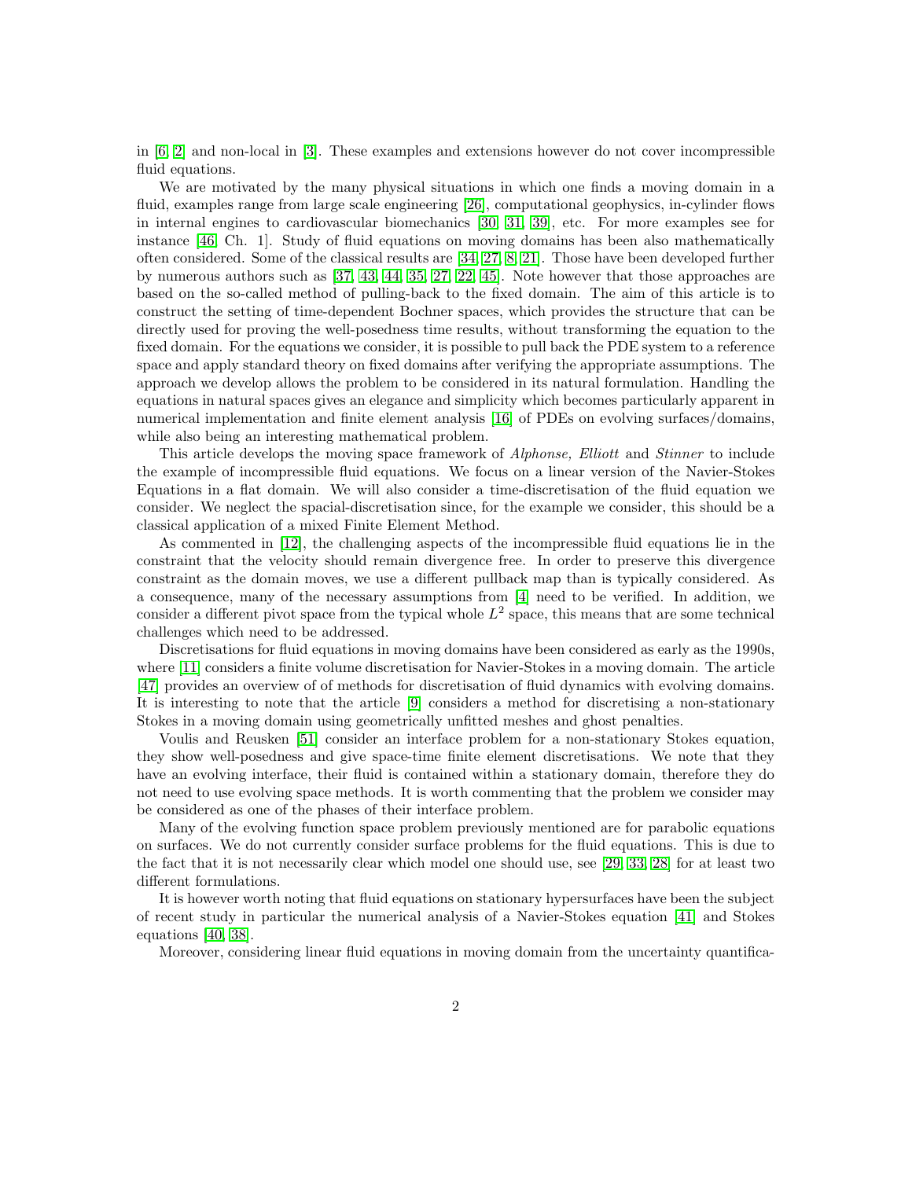in [6, 2] and non-local in [3]. These examples and extensions however do not cover incompressible fluid equations.

We are motivated by the many physical situations in which one finds a moving domain in a fluid, examples range from large scale engineering [26], computational geophysics, in-cylinder flows in internal engines to cardiovascular biomechanics [30, 31, 39], etc. For more examples see for instance [46, Ch. 1]. Study of fluid equations on moving domains has been also mathematically often considered. Some of the classical results are [34, 27, 8, 21]. Those have been developed further by numerous authors such as [37, 43, 44, 35, 27, 22, 45]. Note however that those approaches are based on the so-called method of pulling-back to the fixed domain. The aim of this article is to construct the setting of time-dependent Bochner spaces, which provides the structure that can be directly used for proving the well-posedness time results, without transforming the equation to the fixed domain. For the equations we consider, it is possible to pull back the PDE system to a reference space and apply standard theory on fixed domains after verifying the appropriate assumptions. The approach we develop allows the problem to be considered in its natural formulation. Handling the equations in natural spaces gives an elegance and simplicity which becomes particularly apparent in numerical implementation and finite element analysis [16] of PDEs on evolving surfaces/domains, while also being an interesting mathematical problem.

This article develops the moving space framework of *Alphonse, Elliott* and *Stinner* to include the example of incompressible fluid equations. We focus on a linear version of the Navier-Stokes Equations in a flat domain. We will also consider a time-discretisation of the fluid equation we consider. We neglect the spacial-discretisation since, for the example we consider, this should be a classical application of a mixed Finite Element Method.

As commented in [12], the challenging aspects of the incompressible fluid equations lie in the constraint that the velocity should remain divergence free. In order to preserve this divergence constraint as the domain moves, we use a different pullback map than is typically considered. As a consequence, many of the necessary assumptions from [4] need to be verified. In addition, we consider a different pivot space from the typical whole $L^2$ space, this means that are some technical challenges which need to be addressed.

Discretisations for fluid equations in moving domains have been considered as early as the 1990s, where [11] considers a finite volume discretisation for Navier-Stokes in a moving domain. The article [47] provides an overview of of methods for discretisation of fluid dynamics with evolving domains. It is interesting to note that the article [9] considers a method for discretising a non-stationary Stokes in a moving domain using geometrically unfitted meshes and ghost penalties.

Voulis and Reusken [51] consider an interface problem for a non-stationary Stokes equation, they show well-posedness and give space-time finite element discretisations. We note that they have an evolving interface, their fluid is contained within a stationary domain, therefore they do not need to use evolving space methods. It is worth commenting that the problem we consider may be considered as one of the phases of their interface problem.

Many of the evolving function space problem previously mentioned are for parabolic equations on surfaces. We do not currently consider surface problems for the fluid equations. This is due to the fact that it is not necessarily clear which model one should use, see [29, 33, 28] for at least two different formulations.

It is however worth noting that fluid equations on stationary hypersurfaces have been the subject of recent study in particular the numerical analysis of a Navier-Stokes equation [41] and Stokes equations [40, 38].

Moreover, considering linear fluid equations in moving domain from the uncertainty quantifica-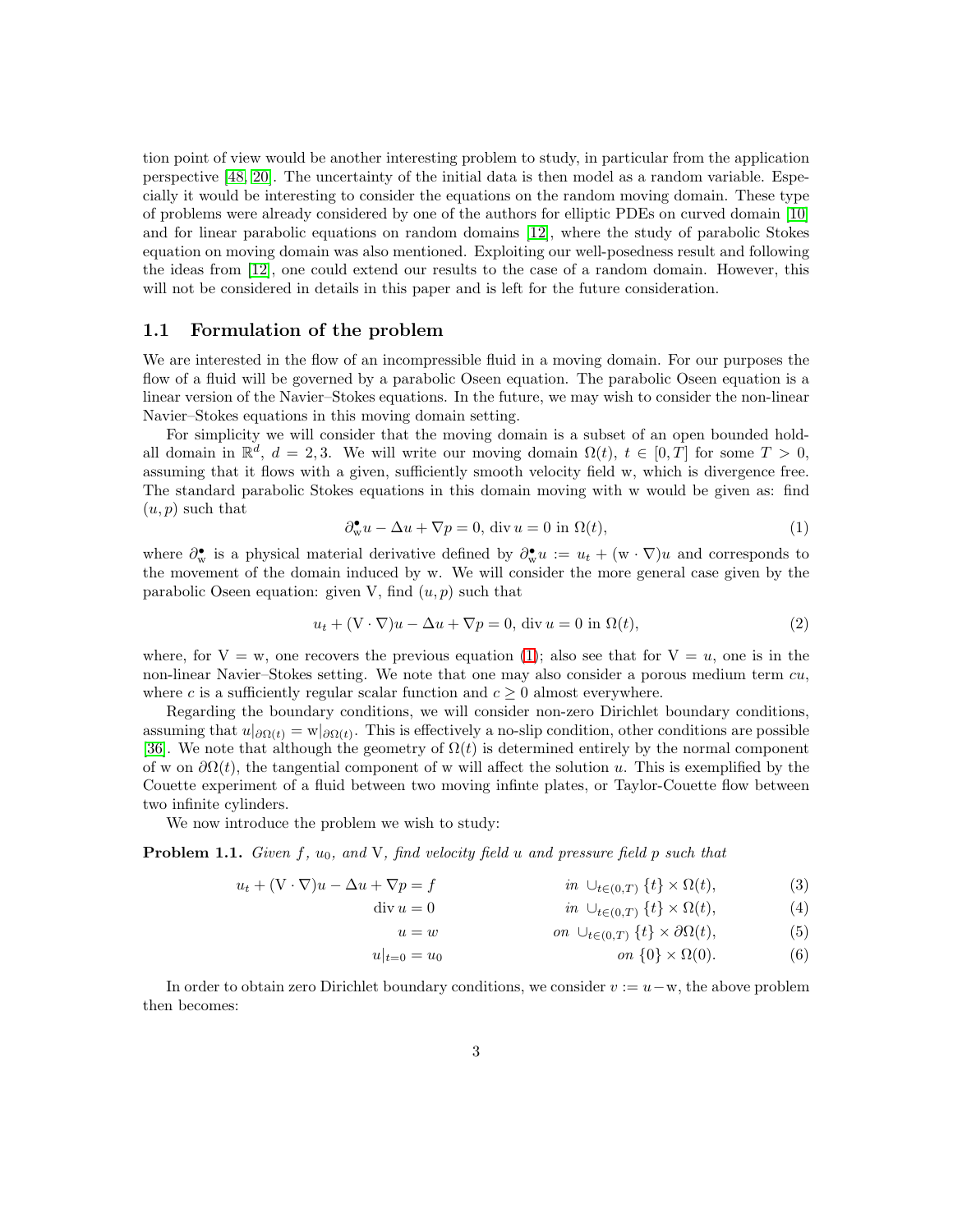tion point of view would be another interesting problem to study, in particular from the application perspective [48, 20]. The uncertainty of the initial data is then model as a random variable. Especially it would be interesting to consider the equations on the random moving domain. These type of problems were already considered by one of the authors for elliptic PDEs on curved domain [10] and for linear parabolic equations on random domains [12], where the study of parabolic Stokes equation on moving domain was also mentioned. Exploiting our well-posedness result and following the ideas from [12], one could extend our results to the case of a random domain. However, this will not be considered in details in this paper and is left for the future consideration.

## 1.1 Formulation of the problem

We are interested in the flow of an incompressible fluid in a moving domain. For our purposes the flow of a fluid will be governed by a parabolic Oseen equation. The parabolic Oseen equation is a linear version of the Navier–Stokes equations. In the future, we may wish to consider the non-linear Navier–Stokes equations in this moving domain setting.

For simplicity we will consider that the moving domain is a subset of an open bounded hold-all domain in $\mathbb{R}^d$, $d = 2, 3$. We will write our moving domain $\Omega(t)$, $t \in [0, T]$ for some $T > 0$, assuming that it flows with a given, sufficiently smooth velocity field $\mathrm{w}$, which is divergence free. The standard parabolic Stokes equations in this domain moving with $\mathrm{w}$ would be given as: find $(u, p)$ such that

$$\partial^\bullet_{\mathrm{w}} u - \Delta u + \nabla p = 0, \ \mathrm{div}\, u = 0 \text{ in } \Omega(t), \tag{1}$$

where $\partial^\bullet_{\mathrm{w}}$ is a physical material derivative defined by $\partial^\bullet_{\mathrm{w}} u := u_t + (\mathrm{w} \cdot \nabla) u$ and corresponds to the movement of the domain induced by $\mathrm{w}$. We will consider the more general case given by the parabolic Oseen equation: given $\mathrm{V}$, find $(u, p)$ such that

$$u_t + (\mathrm{V} \cdot \nabla) u - \Delta u + \nabla p = 0, \ \mathrm{div}\, u = 0 \text{ in } \Omega(t), \tag{2}$$

where, for $\mathrm{V} = \mathrm{w}$, one recovers the previous equation (1); also see that for $\mathrm{V} = u$, one is in the non-linear Navier–Stokes setting. We note that one may also consider a porous medium term $cu$, where $c$ is a sufficiently regular scalar function and $c \geq 0$ almost everywhere.

Regarding the boundary conditions, we will consider non-zero Dirichlet boundary conditions, assuming that $u|_{\partial\Omega(t)} = \mathrm{w}|_{\partial\Omega(t)}$. This is effectively a no-slip condition, other conditions are possible [36]. We note that although the geometry of $\Omega(t)$ is determined entirely by the normal component of $\mathrm{w}$ on $\partial\Omega(t)$, the tangential component of $\mathrm{w}$ will affect the solution $u$. This is exemplified by the Couette experiment of a fluid between two moving infinte plates, or Taylor-Couette flow between two infinite cylinders.

We now introduce the problem we wish to study:

**Problem 1.1.** *Given $f$, $u_0$, and $\mathrm{V}$, find velocity field $u$ and pressure field $p$ such that*

$$u_t + (\mathrm{V} \cdot \nabla) u - \Delta u + \nabla p = f \qquad \text{in } \cup_{t\in(0,T)} \{t\} \times \Omega(t), \tag{3}$$

$$\mathrm{div}\, u = 0 \qquad \text{in } \cup_{t\in(0,T)} \{t\} \times \Omega(t), \tag{4}$$

$$u = w \qquad \text{on } \cup_{t\in(0,T)} \{t\} \times \partial\Omega(t), \tag{5}$$

$$u|_{t=0} = u_0 \qquad \text{on } \{0\} \times \Omega(0). \tag{6}$$

In order to obtain zero Dirichlet boundary conditions, we consider $v := u - \mathrm{w}$, the above problem then becomes: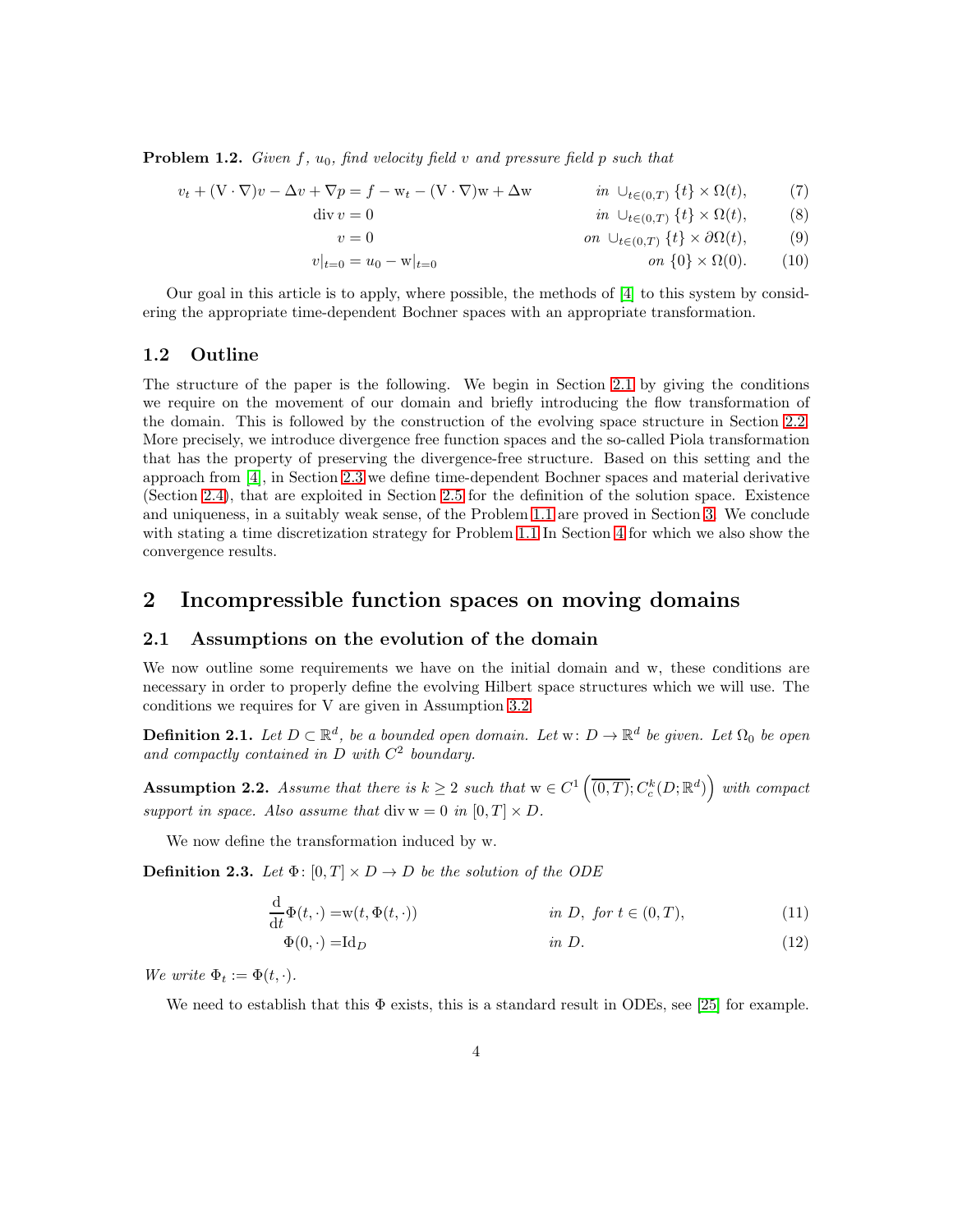**Problem 1.2.** *Given $f$, $u_0$, find velocity field $v$ and pressure field $p$ such that*

$$v_t + (\mathrm{V}\cdot\nabla)v - \Delta v + \nabla p = f - \mathrm{w}_t - (\mathrm{V}\cdot\nabla)\mathrm{w} + \Delta \mathrm{w} \qquad \text{in } \cup_{t\in(0,T)}\{t\}\times\Omega(t), \tag{7}$$

$$\operatorname{div} v = 0 \qquad \text{in } \cup_{t\in(0,T)}\{t\}\times\Omega(t), \tag{8}$$

$$v = 0 \qquad \text{on } \cup_{t\in(0,T)}\{t\}\times\partial\Omega(t), \tag{9}$$

$$v|_{t=0} = u_0 - \mathrm{w}|_{t=0} \qquad \text{on } \{0\}\times\Omega(0). \tag{10}$$

Our goal in this article is to apply, where possible, the methods of [4] to this system by considering the appropriate time-dependent Bochner spaces with an appropriate transformation.

## 1.2 Outline

The structure of the paper is the following. We begin in Section 2.1 by giving the conditions we require on the movement of our domain and briefly introducing the flow transformation of the domain. This is followed by the construction of the evolving space structure in Section 2.2. More precisely, we introduce divergence free function spaces and the so-called Piola transformation that has the property of preserving the divergence-free structure. Based on this setting and the approach from [4], in Section 2.3 we define time-dependent Bochner spaces and material derivative (Section 2.4), that are exploited in Section 2.5 for the definition of the solution space. Existence and uniqueness, in a suitably weak sense, of the Problem 1.1 are proved in Section 3. We conclude with stating a time discretization strategy for Problem 1.1 In Section 4 for which we also show the convergence results.

# 2 Incompressible function spaces on moving domains

## 2.1 Assumptions on the evolution of the domain

We now outline some requirements we have on the initial domain and w, these conditions are necessary in order to properly define the evolving Hilbert space structures which we will use. The conditions we requires for V are given in Assumption 3.2.

**Definition 2.1.** *Let $D\subset\mathbb{R}^d$, be a bounded open domain. Let $\mathrm{w}\colon D\to\mathbb{R}^d$ be given. Let $\Omega_0$ be open and compactly contained in $D$ with $C^2$ boundary.*

**Assumption 2.2.** *Assume that there is $k\geq 2$ such that $\mathrm{w}\in C^1\left(\overline{(0,T)}; C^k_c(D;\mathbb{R}^d)\right)$ with compact support in space. Also assume that $\operatorname{div}\mathrm{w}=0$ in $[0,T]\times D$.*

We now define the transformation induced by w.

**Definition 2.3.** *Let $\Phi\colon[0,T]\times D\to D$ be the solution of the ODE*

$$\frac{\mathrm{d}}{\mathrm{d}t}\Phi(t,\cdot) = \mathrm{w}(t,\Phi(t,\cdot)) \qquad \text{in } D, \text{ for } t\in(0,T), \tag{11}$$

$$\Phi(0,\cdot) = \mathrm{Id}_D \qquad \text{in } D. \tag{12}$$

*We write $\Phi_t := \Phi(t,\cdot)$.*

We need to establish that this $\Phi$ exists, this is a standard result in ODEs, see [25] for example.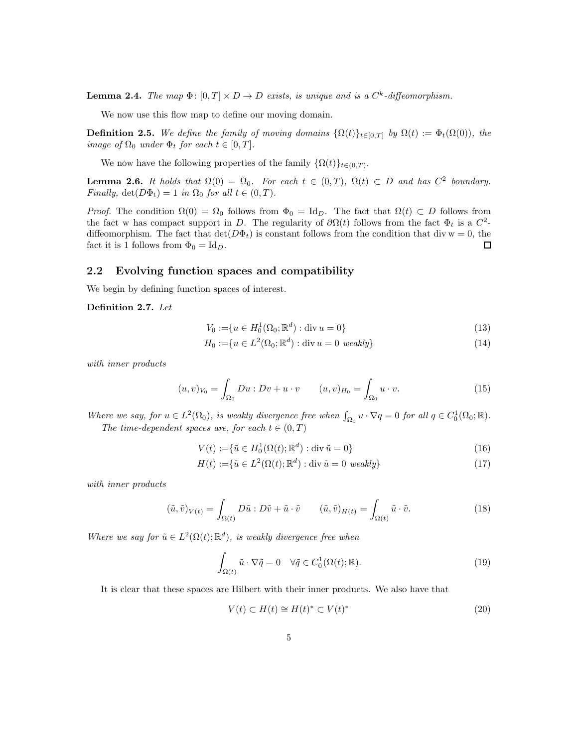**Lemma 2.4.** *The map $\Phi\colon [0,T] \times D \to D$ exists, is unique and is a $C^k$-diffeomorphism.*

We now use this flow map to define our moving domain.

**Definition 2.5.** *We define the family of moving domains $\{\Omega(t)\}_{t\in[0,T]}$ by $\Omega(t) := \Phi_t(\Omega(0))$, the image of $\Omega_0$ under $\Phi_t$ for each $t \in [0,T]$.*

We now have the following properties of the family $\{\Omega(t)\}_{t\in(0,T)}$.

**Lemma 2.6.** *It holds that $\Omega(0) = \Omega_0$. For each $t \in (0,T)$, $\Omega(t) \subset D$ and has $C^2$ boundary. Finally, $\det(D\Phi_t) = 1$ in $\Omega_0$ for all $t \in (0,T)$.*

*Proof.* The condition $\Omega(0) = \Omega_0$ follows from $\Phi_0 = \mathrm{Id}_D$. The fact that $\Omega(t) \subset D$ follows from the fact w has compact support in $D$. The regularity of $\partial\Omega(t)$ follows from the fact $\Phi_t$ is a $C^2$-diffeomorphism. The fact that $\det(D\Phi_t)$ is constant follows from the condition that $\operatorname{div} \mathrm{w} = 0$, the fact it is 1 follows from $\Phi_0 = \mathrm{Id}_D$. □

## 2.2 Evolving function spaces and compatibility

We begin by defining function spaces of interest.

**Definition 2.7.** *Let*

$$V_0 := \{u \in H_0^1(\Omega_0;\mathbb{R}^d) : \operatorname{div} u = 0\} \tag{13}$$

$$H_0 := \{u \in L^2(\Omega_0;\mathbb{R}^d) : \operatorname{div} u = 0 \text{ weakly}\} \tag{14}$$

*with inner products*

$$(u,v)_{V_0} = \int_{\Omega_0} Du : Dv + u \cdot v \qquad (u,v)_{H_0} = \int_{\Omega_0} u \cdot v. \tag{15}$$

*Where we say, for $u \in L^2(\Omega_0)$, is weakly divergence free when $\int_{\Omega_0} u \cdot \nabla q = 0$ for all $q \in C_0^1(\Omega_0;\mathbb{R})$.*

*The time-dependent spaces are, for each $t \in (0,T)$*

$$V(t) := \{\tilde{u} \in H_0^1(\Omega(t);\mathbb{R}^d) : \operatorname{div} \tilde{u} = 0\} \tag{16}$$

$$H(t) := \{\tilde{u} \in L^2(\Omega(t);\mathbb{R}^d) : \operatorname{div} \tilde{u} = 0 \text{ weakly}\} \tag{17}$$

*with inner products*

$$(\tilde{u},\tilde{v})_{V(t)} = \int_{\Omega(t)} D\tilde{u} : D\tilde{v} + \tilde{u} \cdot \tilde{v} \qquad (\tilde{u},\tilde{v})_{H(t)} = \int_{\Omega(t)} \tilde{u} \cdot \tilde{v}. \tag{18}$$

*Where we say for $\tilde{u} \in L^2(\Omega(t);\mathbb{R}^d)$, is weakly divergence free when*

$$\int_{\Omega(t)} \tilde{u} \cdot \nabla \tilde{q} = 0 \quad \forall \tilde{q} \in C_0^1(\Omega(t);\mathbb{R}). \tag{19}$$

It is clear that these spaces are Hilbert with their inner products. We also have that

$$V(t) \subset H(t) \cong H(t)^* \subset V(t)^* \tag{20}$$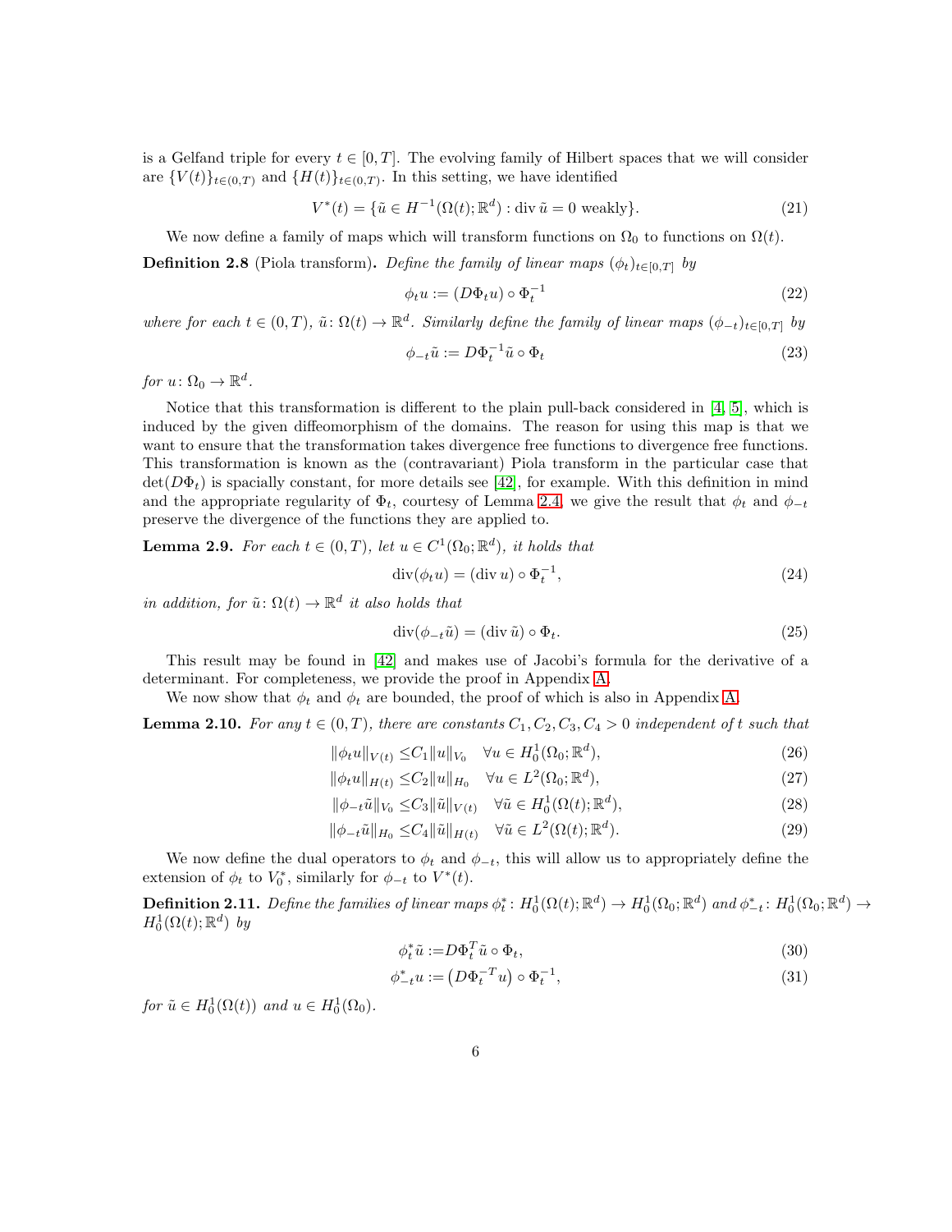is a Gelfand triple for every $t \in [0,T]$. The evolving family of Hilbert spaces that we will consider are $\{V(t)\}_{t\in(0,T)}$ and $\{H(t)\}_{t\in(0,T)}$. In this setting, we have identified

$$V^*(t) = \{\tilde{u} \in H^{-1}(\Omega(t);\mathbb{R}^d) : \operatorname{div}\tilde{u} = 0 \text{ weakly}\}. \tag{21}$$

We now define a family of maps which will transform functions on $\Omega_0$ to functions on $\Omega(t)$.

**Definition 2.8** (Piola transform)**.** *Define the family of linear maps $(\phi_t)_{t\in[0,T]}$ by*

$$\phi_t u := (D\Phi_t u) \circ \Phi_t^{-1} \tag{22}$$

*where for each $t \in (0,T)$, $\tilde{u}\colon \Omega(t) \to \mathbb{R}^d$. Similarly define the family of linear maps $(\phi_{-t})_{t\in[0,T]}$ by*

$$\phi_{-t}\tilde{u} := D\Phi_t^{-1}\tilde{u} \circ \Phi_t \tag{23}$$

*for $u\colon \Omega_0 \to \mathbb{R}^d$.*

Notice that this transformation is different to the plain pull-back considered in [4, 5], which is induced by the given diffeomorphism of the domains. The reason for using this map is that we want to ensure that the transformation takes divergence free functions to divergence free functions. This transformation is known as the (contravariant) Piola transform in the particular case that $\det(D\Phi_t)$ is spacially constant, for more details see [42], for example. With this definition in mind and the appropriate regularity of $\Phi_t$, courtesy of Lemma 2.4, we give the result that $\phi_t$ and $\phi_{-t}$ preserve the divergence of the functions they are applied to.

**Lemma 2.9.** *For each $t \in (0,T)$, let $u \in C^1(\Omega_0;\mathbb{R}^d)$, it holds that*

$$\operatorname{div}(\phi_t u) = (\operatorname{div} u) \circ \Phi_t^{-1}, \tag{24}$$

*in addition, for $\tilde{u}\colon \Omega(t) \to \mathbb{R}^d$ it also holds that*

$$\operatorname{div}(\phi_{-t}\tilde{u}) = (\operatorname{div}\tilde{u}) \circ \Phi_t. \tag{25}$$

This result may be found in [42] and makes use of Jacobi's formula for the derivative of a determinant. For completeness, we provide the proof in Appendix A.

We now show that $\phi_t$ and $\phi_t$ are bounded, the proof of which is also in Appendix A.

**Lemma 2.10.** *For any $t \in (0,T)$, there are constants $C_1, C_2, C_3, C_4 > 0$ independent of $t$ such that*

$$\|\phi_t u\|_{V(t)} \leq C_1 \|u\|_{V_0} \quad \forall u \in H_0^1(\Omega_0;\mathbb{R}^d), \tag{26}$$

$$\|\phi_t u\|_{H(t)} \leq C_2 \|u\|_{H_0} \quad \forall u \in L^2(\Omega_0;\mathbb{R}^d), \tag{27}$$

$$\|\phi_{-t}\tilde{u}\|_{V_0} \leq C_3 \|\tilde{u}\|_{V(t)} \quad \forall \tilde{u} \in H_0^1(\Omega(t);\mathbb{R}^d), \tag{28}$$

$$\|\phi_{-t}\tilde{u}\|_{H_0} \leq C_4 \|\tilde{u}\|_{H(t)} \quad \forall \tilde{u} \in L^2(\Omega(t);\mathbb{R}^d). \tag{29}$$

We now define the dual operators to $\phi_t$ and $\phi_{-t}$, this will allow us to appropriately define the extension of $\phi_t$ to $V_0^*$, similarly for $\phi_{-t}$ to $V^*(t)$.

**Definition 2.11.** *Define the families of linear maps $\phi_t^*\colon H_0^1(\Omega(t);\mathbb{R}^d) \to H_0^1(\Omega_0;\mathbb{R}^d)$ and $\phi_{-t}^*\colon H_0^1(\Omega_0;\mathbb{R}^d) \to H_0^1(\Omega(t);\mathbb{R}^d)$ by*

$$\phi_t^*\tilde{u} := D\Phi_t^T \tilde{u} \circ \Phi_t, \tag{30}$$

$$\phi_{-t}^* u := \left(D\Phi_t^{-T} u\right) \circ \Phi_t^{-1}, \tag{31}$$

*for $\tilde{u} \in H_0^1(\Omega(t))$ and $u \in H_0^1(\Omega_0)$.*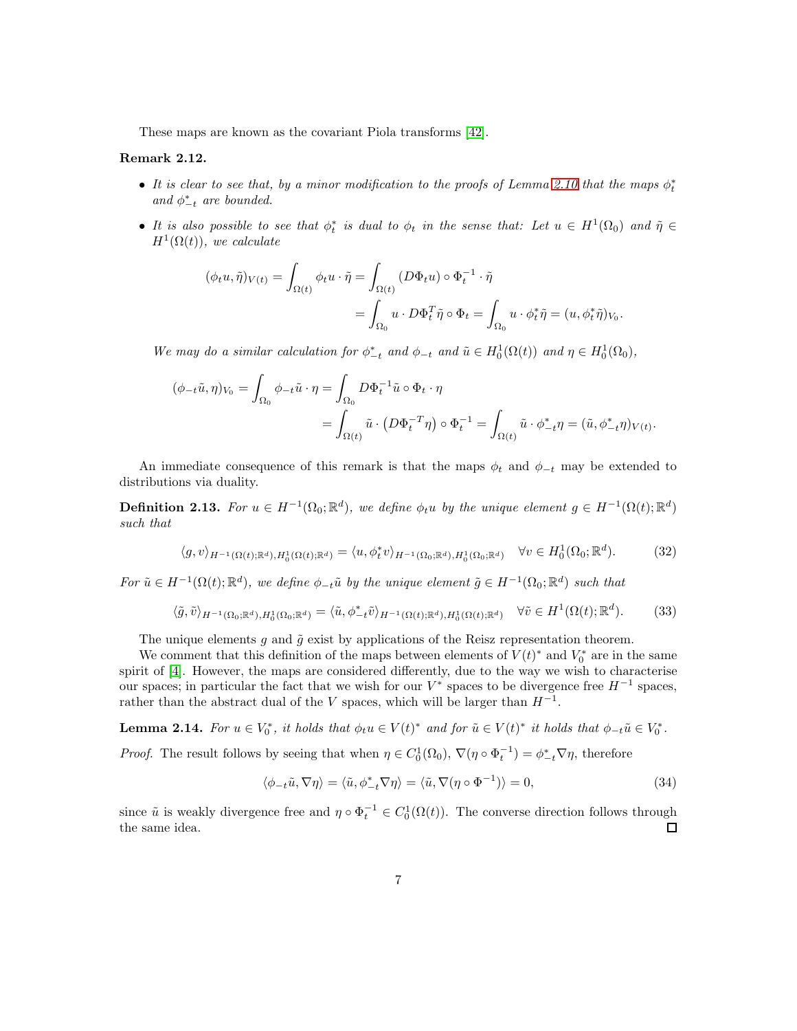These maps are known as the covariant Piola transforms [42].

**Remark 2.12.**

- *It is clear to see that, by a minor modification to the proofs of Lemma 2.10 that the maps $\phi_t^*$ and $\phi_{-t}^*$ are bounded.*
- *It is also possible to see that $\phi_t^*$ is dual to $\phi_t$ in the sense that: Let $u \in H^1(\Omega_0)$ and $\tilde{\eta} \in H^1(\Omega(t))$, we calculate*

$$
\begin{aligned}
(\phi_t u, \tilde{\eta})_{V(t)} = \int_{\Omega(t)} \phi_t u \cdot \tilde{\eta} &= \int_{\Omega(t)} (D\Phi_t u) \circ \Phi_t^{-1} \cdot \tilde{\eta} \\
&= \int_{\Omega_0} u \cdot D\Phi_t^T \tilde{\eta} \circ \Phi_t = \int_{\Omega_0} u \cdot \phi_t^* \tilde{\eta} = (u, \phi_t^* \tilde{\eta})_{V_0}.
\end{aligned}
$$

*We may do a similar calculation for $\phi_{-t}^*$ and $\phi_{-t}$ and $\tilde{u} \in H_0^1(\Omega(t))$ and $\eta \in H_0^1(\Omega_0)$,*

$$
\begin{aligned}
(\phi_{-t}\tilde{u}, \eta)_{V_0} = \int_{\Omega_0} \phi_{-t}\tilde{u} \cdot \eta &= \int_{\Omega_0} D\Phi_t^{-1} \tilde{u} \circ \Phi_t \cdot \eta \\
&= \int_{\Omega(t)} \tilde{u} \cdot \left( D\Phi_t^{-T} \eta \right) \circ \Phi_t^{-1} = \int_{\Omega(t)} \tilde{u} \cdot \phi_{-t}^* \eta = (\tilde{u}, \phi_{-t}^* \eta)_{V(t)}.
\end{aligned}
$$

An immediate consequence of this remark is that the maps $\phi_t$ and $\phi_{-t}$ may be extended to distributions via duality.

**Definition 2.13.** *For $u \in H^{-1}(\Omega_0; \mathbb{R}^d)$, we define $\phi_t u$ by the unique element $g \in H^{-1}(\Omega(t); \mathbb{R}^d)$ such that*

$$
\langle g, v \rangle_{H^{-1}(\Omega(t);\mathbb{R}^d), H_0^1(\Omega(t);\mathbb{R}^d)} = \langle u, \phi_t^* v \rangle_{H^{-1}(\Omega_0;\mathbb{R}^d), H_0^1(\Omega_0;\mathbb{R}^d)} \quad \forall v \in H_0^1(\Omega_0; \mathbb{R}^d). \tag{32}
$$

*For $\tilde{u} \in H^{-1}(\Omega(t); \mathbb{R}^d)$, we define $\phi_{-t}\tilde{u}$ by the unique element $\tilde{g} \in H^{-1}(\Omega_0; \mathbb{R}^d)$ such that*

$$
\langle \tilde{g}, \tilde{v} \rangle_{H^{-1}(\Omega_0;\mathbb{R}^d), H_0^1(\Omega_0;\mathbb{R}^d)} = \langle \tilde{u}, \phi_{-t}^* \tilde{v} \rangle_{H^{-1}(\Omega(t);\mathbb{R}^d), H_0^1(\Omega(t);\mathbb{R}^d)} \quad \forall \tilde{v} \in H^1(\Omega(t); \mathbb{R}^d). \tag{33}
$$

The unique elements $g$ and $\tilde{g}$ exist by applications of the Reisz representation theorem.

We comment that this definition of the maps between elements of $V(t)^*$ and $V_0^*$ are in the same spirit of [4]. However, the maps are considered differently, due to the way we wish to characterise our spaces; in particular the fact that we wish for our $V^*$ spaces to be divergence free $H^{-1}$ spaces, rather than the abstract dual of the $V$ spaces, which will be larger than $H^{-1}$.

**Lemma 2.14.** *For $u \in V_0^*$, it holds that $\phi_t u \in V(t)^*$ and for $\tilde{u} \in V(t)^*$ it holds that $\phi_{-t}\tilde{u} \in V_0^*$.*

*Proof.* The result follows by seeing that when $\eta \in C_0^1(\Omega_0)$, $\nabla(\eta \circ \Phi_t^{-1}) = \phi_{-t}^* \nabla \eta$, therefore

$$
\langle \phi_{-t}\tilde{u}, \nabla \eta \rangle = \langle \tilde{u}, \phi_{-t}^* \nabla \eta \rangle = \langle \tilde{u}, \nabla(\eta \circ \Phi^{-1}) \rangle = 0, \tag{34}
$$

since $\tilde{u}$ is weakly divergence free and $\eta \circ \Phi_t^{-1} \in C_0^1(\Omega(t))$. The converse direction follows through the same idea. ◻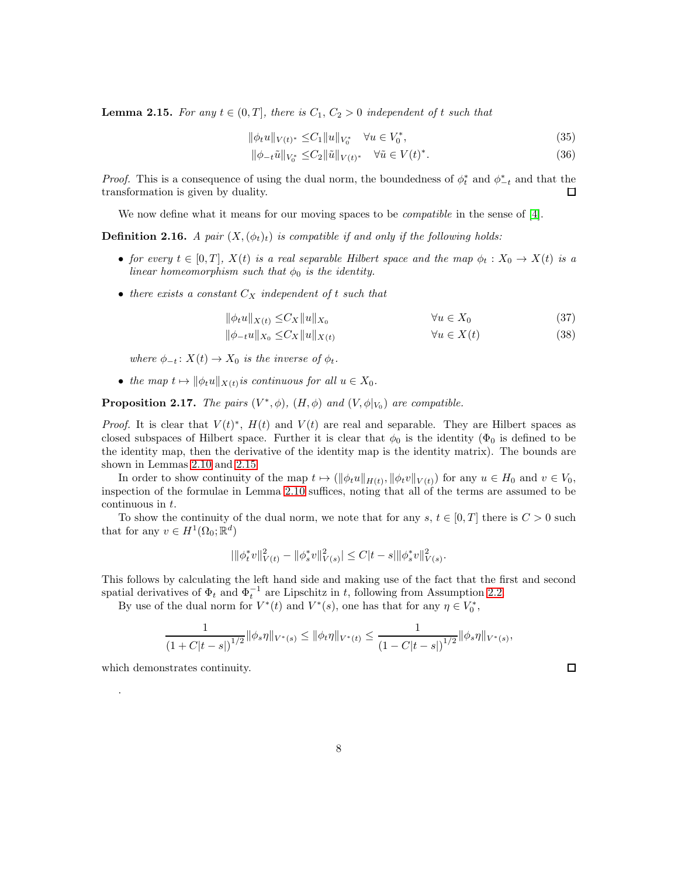**Lemma 2.15.** *For any $t \in (0,T]$, there is $C_1$, $C_2 > 0$ independent of $t$ such that*

$$\|\phi_t u\|_{V(t)^*} \leq C_1 \|u\|_{V_0^*} \quad \forall u \in V_0^*, \tag{35}$$

$$\|\phi_{-t} \tilde{u}\|_{V_0^*} \leq C_2 \|\tilde{u}\|_{V(t)^*} \quad \forall \tilde{u} \in V(t)^*. \tag{36}$$

*Proof.* This is a consequence of using the dual norm, the boundedness of $\phi_t^*$ and $\phi_{-t}^*$ and that the transformation is given by duality. □

We now define what it means for our moving spaces to be *compatible* in the sense of [4].

**Definition 2.16.** *A pair $(X, (\phi_t)_t)$ is compatible if and only if the following holds:*

- *for every $t \in [0,T]$, $X(t)$ is a real separable Hilbert space and the map $\phi_t : X_0 \to X(t)$ is a linear homeomorphism such that $\phi_0$ is the identity.*
- *there exists a constant $C_X$ independent of $t$ such that*

$$\|\phi_t u\|_{X(t)} \leq C_X \|u\|_{X_0} \qquad \forall u \in X_0 \tag{37}$$

$$\|\phi_{-t} u\|_{X_0} \leq C_X \|u\|_{X(t)} \qquad \forall u \in X(t) \tag{38}$$

  *where $\phi_{-t} \colon X(t) \to X_0$ is the inverse of $\phi_t$.*
- *the map $t \mapsto \|\phi_t u\|_{X(t)}$ is continuous for all $u \in X_0$.*

**Proposition 2.17.** *The pairs $(V^*, \phi)$, $(H, \phi)$ and $(V, \phi|_{V_0})$ are compatible.*

*Proof.* It is clear that $V(t)^*$, $H(t)$ and $V(t)$ are real and separable. They are Hilbert spaces as closed subspaces of Hilbert space. Further it is clear that $\phi_0$ is the identity ($\Phi_0$ is defined to be the identity map, then the derivative of the identity map is the identity matrix). The bounds are shown in Lemmas 2.10 and 2.15.

In order to show continuity of the map $t \mapsto (\|\phi_t u\|_{H(t)}, \|\phi_t v\|_{V(t)})$ for any $u \in H_0$ and $v \in V_0$, inspection of the formulae in Lemma 2.10 suffices, noting that all of the terms are assumed to be continuous in $t$.

To show the continuity of the dual norm, we note that for any $s$, $t \in [0,T]$ there is $C > 0$ such that for any $v \in H^1(\Omega_0; \mathbb{R}^d)$

$$|\|\phi_t^* v\|_{V(t)}^2 - \|\phi_s^* v\|_{V(s)}^2| \leq C|t-s| \|\phi_s^* v\|_{V(s)}^2.$$

This follows by calculating the left hand side and making use of the fact that the first and second spatial derivatives of $\Phi_t$ and $\Phi_t^{-1}$ are Lipschitz in $t$, following from Assumption 2.2.

By use of the dual norm for $V^*(t)$ and $V^*(s)$, one has that for any $\eta \in V_0^*$,

$$\frac{1}{(1 + C|t-s|)^{1/2}} \|\phi_s \eta\|_{V^*(s)} \leq \|\phi_t \eta\|_{V^*(t)} \leq \frac{1}{(1 - C|t-s|)^{1/2}} \|\phi_s \eta\|_{V^*(s)},$$

which demonstrates continuity. □

.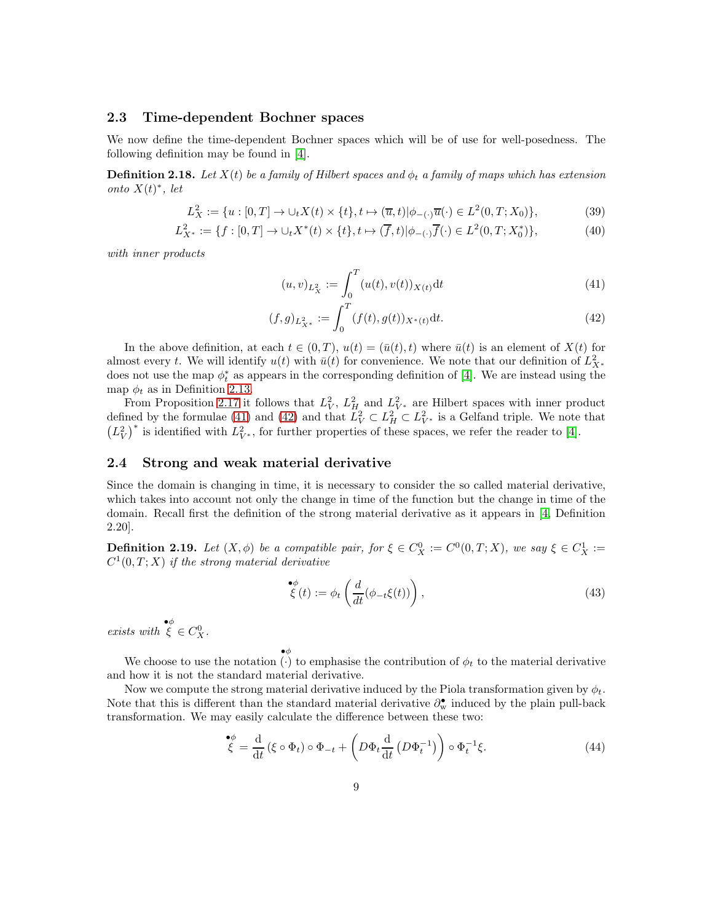## 2.3 Time-dependent Bochner spaces

We now define the time-dependent Bochner spaces which will be of use for well-posedness. The following definition may be found in [4].

**Definition 2.18.** *Let $X(t)$ be a family of Hilbert spaces and $\phi_t$ a family of maps which has extension onto $X(t)^*$, let*

$$L^2_X := \{u : [0,T] \to \cup_t X(t) \times \{t\}, t \mapsto (\overline{u}, t) | \phi_{-(\cdot)} \overline{u}(\cdot) \in L^2(0,T; X_0)\}, \tag{39}$$

$$L^2_{X^*} := \{f : [0,T] \to \cup_t X^*(t) \times \{t\}, t \mapsto (\overline{f}, t) | \phi_{-(\cdot)} \overline{f}(\cdot) \in L^2(0,T; X_0^*)\}, \tag{40}$$

*with inner products*

$$(u,v)_{L^2_X} := \int_0^T (u(t), v(t))_{X(t)} \mathrm{d}t \tag{41}$$

$$(f,g)_{L^2_{X^*}} := \int_0^T (f(t), g(t))_{X^*(t)} \mathrm{d}t. \tag{42}$$

In the above definition, at each $t \in (0,T)$, $u(t) = (\bar{u}(t), t)$ where $\bar{u}(t)$ is an element of $X(t)$ for almost every $t$. We will identify $u(t)$ with $\bar{u}(t)$ for convenience. We note that our definition of $L^2_{X^*}$ does not use the map $\phi_t^*$ as appears in the corresponding definition of [4]. We are instead using the map $\phi_t$ as in Definition 2.13.

From Proposition 2.17 it follows that $L^2_V$, $L^2_H$ and $L^2_{V^*}$ are Hilbert spaces with inner product defined by the formulae (41) and (42) and that $L^2_V \subset L^2_H \subset L^2_{V^*}$ is a Gelfand triple. We note that $\left(L^2_V\right)^*$ is identified with $L^2_{V^*}$, for further properties of these spaces, we refer the reader to [4].

## 2.4 Strong and weak material derivative

Since the domain is changing in time, it is necessary to consider the so called material derivative, which takes into account not only the change in time of the function but the change in time of the domain. Recall first the definition of the strong material derivative as it appears in [4, Definition 2.20].

**Definition 2.19.** *Let $(X, \phi)$ be a compatible pair, for $\xi \in C^0_X := C^0(0,T;X)$, we say $\xi \in C^1_X := C^1(0,T;X)$ if the strong material derivative*

$$\overset{\bullet_\phi}{\xi}(t) := \phi_t \left( \frac{d}{dt}(\phi_{-t}\xi(t)) \right), \tag{43}$$

*exists with $\overset{\bullet_\phi}{\xi} \in C^0_X$.*

We choose to use the notation $\overset{\bullet_\phi}{(\cdot)}$ to emphasise the contribution of $\phi_t$ to the material derivative and how it is not the standard material derivative.

Now we compute the strong material derivative induced by the Piola transformation given by $\phi_t$. Note that this is different than the standard material derivative $\partial^\bullet_{\mathrm{w}}$ induced by the plain pull-back transformation. We may easily calculate the difference between these two:

$$\overset{\bullet_\phi}{\xi} = \frac{\mathrm{d}}{\mathrm{d}t} (\xi \circ \Phi_t) \circ \Phi_{-t} + \left( D\Phi_t \frac{\mathrm{d}}{\mathrm{d}t} \left( D\Phi_t^{-1} \right) \right) \circ \Phi_t^{-1} \xi. \tag{44}$$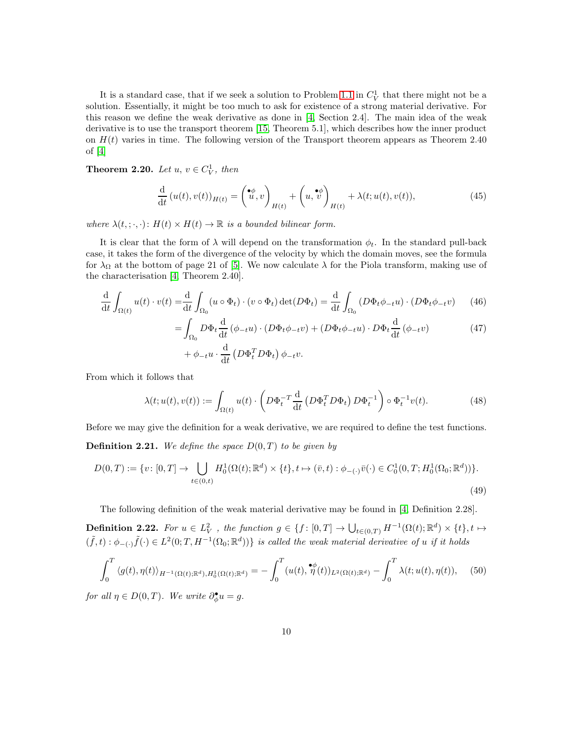It is a standard case, that if we seek a solution to Problem 1.1 in $C^1_V$ that there might not be a solution. Essentially, it might be too much to ask for existence of a strong material derivative. For this reason we define the weak derivative as done in [4, Section 2.4]. The main idea of the weak derivative is to use the transport theorem [15, Theorem 5.1], which describes how the inner product on $H(t)$ varies in time. The following version of the Transport theorem appears as Theorem 2.40 of [4]

**Theorem 2.20.** *Let $u$, $v \in C^1_V$, then*

$$\frac{\mathrm{d}}{\mathrm{d}t}\left(u(t), v(t)\right)_{H(t)} = \left(\overset{\bullet\phi}{u}, v\right)_{H(t)} + \left(u, \overset{\bullet\phi}{v}\right)_{H(t)} + \lambda(t; u(t), v(t)), \tag{45}$$

*where $\lambda(t; \cdot, \cdot) \colon H(t) \times H(t) \to \mathbb{R}$ is a bounded bilinear form.*

It is clear that the form of $\lambda$ will depend on the transformation $\phi_t$. In the standard pull-back case, it takes the form of the divergence of the velocity by which the domain moves, see the formula for $\lambda_\Omega$ at the bottom of page 21 of [5]. We now calculate $\lambda$ for the Piola transform, making use of the characterisation [4, Theorem 2.40].

$$\begin{aligned}
\frac{\mathrm{d}}{\mathrm{d}t}\int_{\Omega(t)} u(t)\cdot v(t) =& \frac{\mathrm{d}}{\mathrm{d}t}\int_{\Omega_0} (u\circ\Phi_t)\cdot(v\circ\Phi_t)\det(D\Phi_t) = \frac{\mathrm{d}}{\mathrm{d}t}\int_{\Omega_0} (D\Phi_t\phi_{-t}u)\cdot(D\Phi_t\phi_{-t}v) \qquad (46)\\
=& \int_{\Omega_0} D\Phi_t \frac{\mathrm{d}}{\mathrm{d}t}\left(\phi_{-t}u\right)\cdot(D\Phi_t\phi_{-t}v) + (D\Phi_t\phi_{-t}u)\cdot D\Phi_t\frac{\mathrm{d}}{\mathrm{d}t}\left(\phi_{-t}v\right) \qquad (47)\\
&+ \phi_{-t}u\cdot\frac{\mathrm{d}}{\mathrm{d}t}\left(D\Phi_t^T D\Phi_t\right)\phi_{-t}v.
\end{aligned}$$

From which it follows that

$$\lambda(t; u(t), v(t)) := \int_{\Omega(t)} u(t)\cdot\left(D\Phi_t^{-T}\frac{\mathrm{d}}{\mathrm{d}t}\left(D\Phi_t^T D\Phi_t\right)D\Phi_t^{-1}\right)\circ\Phi_t^{-1} v(t). \tag{48}$$

Before we may give the definition for a weak derivative, we are required to define the test functions.

**Definition 2.21.** *We define the space $D(0,T)$ to be given by*

$$D(0,T) := \{v\colon [0,T] \to \bigcup_{t\in(0,t)} H^1_0(\Omega(t);\mathbb{R}^d)\times\{t\}, t\mapsto(\bar{v},t) : \phi_{-(\cdot)}\bar{v}(\cdot) \in C^1_0(0,T;H^1_0(\Omega_0;\mathbb{R}^d))\}. \tag{49}$$

The following definition of the weak material derivative may be found in [4, Definition 2.28].

**Definition 2.22.** *For $u \in L^2_V$ , the function $g \in \{f \colon [0,T] \to \bigcup_{t\in(0,T)} H^{-1}(\Omega(t);\mathbb{R}^d)\times\{t\}, t\mapsto (\tilde{f},t) : \phi_{-(\cdot)}\tilde{f}(\cdot) \in L^2(0;T,H^{-1}(\Omega_0;\mathbb{R}^d))\}$ is called the weak material derivative of $u$ if it holds*

$$\int_0^T \langle g(t), \eta(t)\rangle_{H^{-1}(\Omega(t);\mathbb{R}^d), H^1_0(\Omega(t);\mathbb{R}^d)} = -\int_0^T (u(t), \overset{\bullet\phi}{\eta}(t))_{L^2(\Omega(t);\mathbb{R}^d)} - \int_0^T \lambda(t; u(t), \eta(t)), \tag{50}$$

*for all $\eta \in D(0,T)$. We write $\partial^\bullet_\phi u = g$.*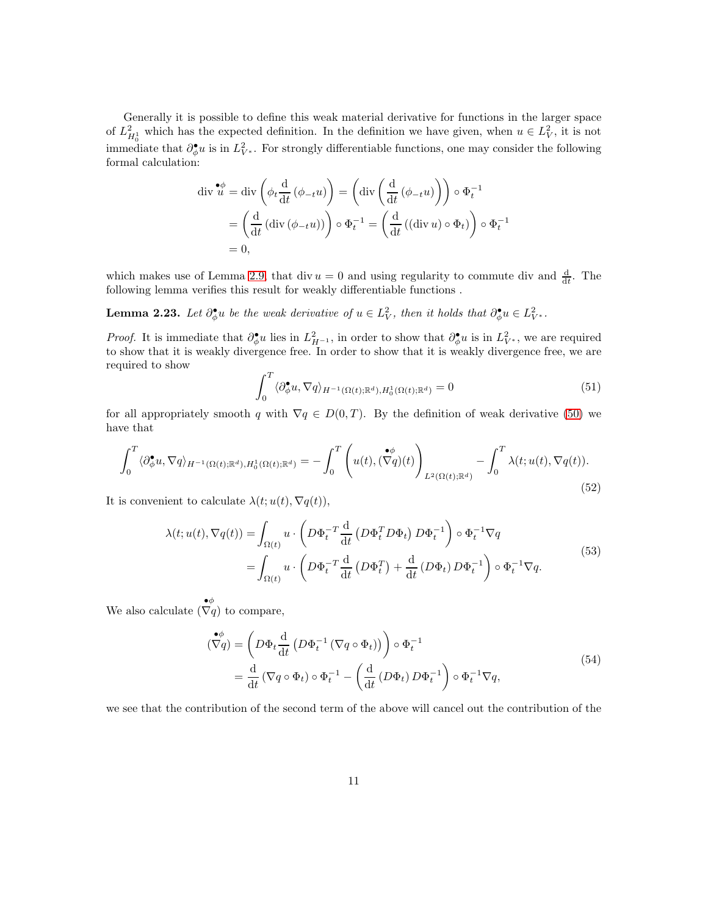Generally it is possible to define this weak material derivative for functions in the larger space of $L^2_{H^1_0}$ which has the expected definition. In the definition we have given, when $u \in L^2_V$, it is not immediate that $\partial^\bullet_\phi u$ is in $L^2_{V^*}$. For strongly differentiable functions, one may consider the following formal calculation:

$$
\begin{aligned}
\operatorname{div} \overset{\bullet_\phi}{u} &= \operatorname{div}\left(\phi_t \frac{\mathrm{d}}{\mathrm{d}t}\left(\phi_{-t} u\right)\right) = \left(\operatorname{div}\left(\frac{\mathrm{d}}{\mathrm{d}t}\left(\phi_{-t} u\right)\right)\right) \circ \Phi_t^{-1} \\
&= \left(\frac{\mathrm{d}}{\mathrm{d}t}\left(\operatorname{div}\left(\phi_{-t} u\right)\right)\right) \circ \Phi_t^{-1} = \left(\frac{\mathrm{d}}{\mathrm{d}t}\left(\left(\operatorname{div} u\right) \circ \Phi_t\right)\right) \circ \Phi_t^{-1} \\
&= 0,
\end{aligned}
$$

which makes use of Lemma 2.9, that $\operatorname{div} u = 0$ and using regularity to commute div and $\frac{\mathrm{d}}{\mathrm{d}t}$. The following lemma verifies this result for weakly differentiable functions .

**Lemma 2.23.** *Let $\partial^\bullet_\phi u$ be the weak derivative of $u \in L^2_V$, then it holds that $\partial^\bullet_\phi u \in L^2_{V^*}$.*

*Proof.* It is immediate that $\partial^\bullet_\phi u$ lies in $L^2_{H^{-1}}$, in order to show that $\partial^\bullet_\phi u$ is in $L^2_{V^*}$, we are required to show that it is weakly divergence free. In order to show that it is weakly divergence free, we are required to show

$$
\int_0^T \langle \partial^\bullet_\phi u, \nabla q \rangle_{H^{-1}(\Omega(t);\mathbb{R}^d), H^1_0(\Omega(t);\mathbb{R}^d)} = 0 \tag{51}
$$

for all appropriately smooth $q$ with $\nabla q \in D(0,T)$. By the definition of weak derivative (50) we have that

$$
\int_0^T \langle \partial^\bullet_\phi u, \nabla q \rangle_{H^{-1}(\Omega(t);\mathbb{R}^d), H^1_0(\Omega(t);\mathbb{R}^d)} = -\int_0^T \left(u(t), (\overset{\bullet_\phi}{\nabla q})(t)\right)_{L^2(\Omega(t);\mathbb{R}^d)} - \int_0^T \lambda(t; u(t), \nabla q(t)). \tag{52}
$$

It is convenient to calculate $\lambda(t; u(t), \nabla q(t))$,

$$
\begin{aligned}
\lambda(t; u(t), \nabla q(t)) &= \int_{\Omega(t)} u \cdot \left(D\Phi_t^{-T} \frac{\mathrm{d}}{\mathrm{d}t}\left(D\Phi_t^T D\Phi_t\right) D\Phi_t^{-1}\right) \circ \Phi_t^{-1} \nabla q \\
&= \int_{\Omega(t)} u \cdot \left(D\Phi_t^{-T} \frac{\mathrm{d}}{\mathrm{d}t}\left(D\Phi_t^T\right) + \frac{\mathrm{d}}{\mathrm{d}t}\left(D\Phi_t\right) D\Phi_t^{-1}\right) \circ \Phi_t^{-1} \nabla q.
\end{aligned} \tag{53}
$$

We also calculate $(\overset{\bullet_\phi}{\nabla q})$ to compare,

$$
\begin{aligned}
(\overset{\bullet_\phi}{\nabla q}) &= \left(D\Phi_t \frac{\mathrm{d}}{\mathrm{d}t}\left(D\Phi_t^{-1}\left(\nabla q \circ \Phi_t\right)\right)\right) \circ \Phi_t^{-1} \\
&= \frac{\mathrm{d}}{\mathrm{d}t}\left(\nabla q \circ \Phi_t\right) \circ \Phi_t^{-1} - \left(\frac{\mathrm{d}}{\mathrm{d}t}\left(D\Phi_t\right) D\Phi_t^{-1}\right) \circ \Phi_t^{-1} \nabla q,
\end{aligned} \tag{54}
$$

we see that the contribution of the second term of the above will cancel out the contribution of the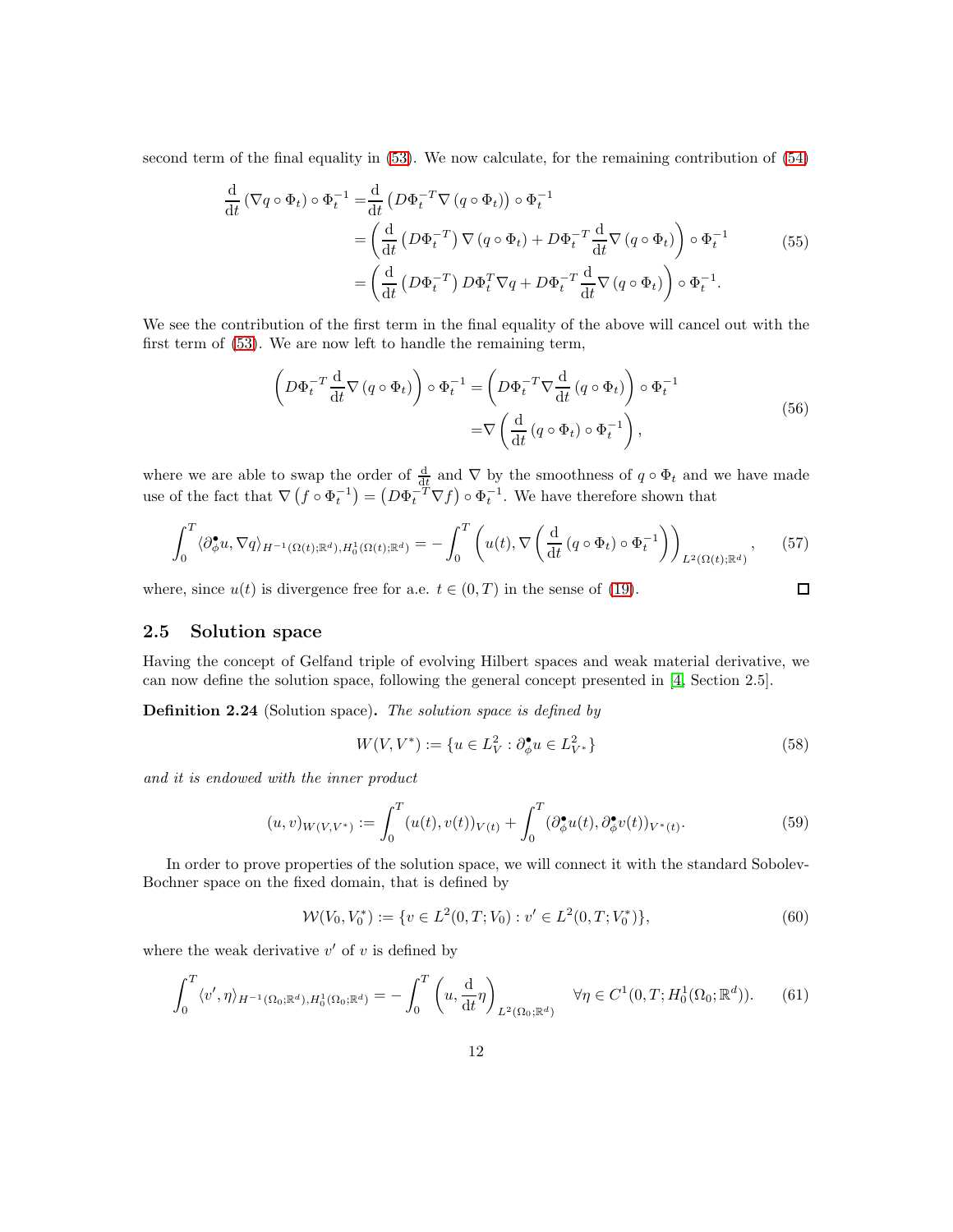second term of the final equality in (53). We now calculate, for the remaining contribution of (54)

$$
\begin{aligned}
\frac{\mathrm{d}}{\mathrm{d}t}\left(\nabla q \circ \Phi_t\right) \circ \Phi_t^{-1} =& \frac{\mathrm{d}}{\mathrm{d}t}\left(D\Phi_t^{-T}\nabla\left(q\circ\Phi_t\right)\right)\circ\Phi_t^{-1} \\
&= \left(\frac{\mathrm{d}}{\mathrm{d}t}\left(D\Phi_t^{-T}\right)\nabla\left(q\circ\Phi_t\right) + D\Phi_t^{-T}\frac{\mathrm{d}}{\mathrm{d}t}\nabla\left(q\circ\Phi_t\right)\right)\circ\Phi_t^{-1} \\
&= \left(\frac{\mathrm{d}}{\mathrm{d}t}\left(D\Phi_t^{-T}\right)D\Phi_t^{T}\nabla q + D\Phi_t^{-T}\frac{\mathrm{d}}{\mathrm{d}t}\nabla\left(q\circ\Phi_t\right)\right)\circ\Phi_t^{-1}.
\end{aligned}
\tag{55}
$$

We see the contribution of the first term in the final equality of the above will cancel out with the first term of (53). We are now left to handle the remaining term,

$$
\begin{aligned}
\left(D\Phi_t^{-T}\frac{\mathrm{d}}{\mathrm{d}t}\nabla\left(q\circ\Phi_t\right)\right)\circ\Phi_t^{-1} = &\left(D\Phi_t^{-T}\nabla\frac{\mathrm{d}}{\mathrm{d}t}\left(q\circ\Phi_t\right)\right)\circ\Phi_t^{-1} \\
=&\nabla\left(\frac{\mathrm{d}}{\mathrm{d}t}\left(q\circ\Phi_t\right)\circ\Phi_t^{-1}\right),
\end{aligned}
\tag{56}
$$

where we are able to swap the order of $\frac{\mathrm{d}}{\mathrm{d}t}$ and $\nabla$ by the smoothness of $q\circ\Phi_t$ and we have made use of the fact that $\nabla\left(f\circ\Phi_t^{-1}\right) = \left(D\Phi_t^{-T}\nabla f\right)\circ\Phi_t^{-1}$. We have therefore shown that

$$
\int_0^T \langle \partial_\phi^\bullet u, \nabla q\rangle_{H^{-1}(\Omega(t);\mathbb{R}^d),H_0^1(\Omega(t);\mathbb{R}^d)} = -\int_0^T \left(u(t), \nabla\left(\frac{\mathrm{d}}{\mathrm{d}t}\left(q\circ\Phi_t\right)\circ\Phi_t^{-1}\right)\right)_{L^2(\Omega(t);\mathbb{R}^d)}, \tag{57}
$$

where, since $u(t)$ is divergence free for a.e. $t\in(0,T)$ in the sense of (19). $\square$

## 2.5 Solution space

Having the concept of Gelfand triple of evolving Hilbert spaces and weak material derivative, we can now define the solution space, following the general concept presented in [4, Section 2.5].

**Definition 2.24** (Solution space)**.** *The solution space is defined by*

$$
W(V,V^*) := \{u\in L_V^2 : \partial_\phi^\bullet u \in L_{V^*}^2\} \tag{58}
$$

*and it is endowed with the inner product*

$$
(u,v)_{W(V,V^*)} := \int_0^T (u(t),v(t))_{V(t)} + \int_0^T (\partial_\phi^\bullet u(t), \partial_\phi^\bullet v(t))_{V^*(t)}. \tag{59}
$$

In order to prove properties of the solution space, we will connect it with the standard Sobolev-Bochner space on the fixed domain, that is defined by

$$
\mathcal{W}(V_0,V_0^*) := \{v\in L^2(0,T;V_0) : v'\in L^2(0,T;V_0^*)\}, \tag{60}
$$

where the weak derivative $v'$ of $v$ is defined by

$$
\int_0^T \langle v',\eta\rangle_{H^{-1}(\Omega_0;\mathbb{R}^d),H_0^1(\Omega_0;\mathbb{R}^d)} = -\int_0^T \left(u, \frac{\mathrm{d}}{\mathrm{d}t}\eta\right)_{L^2(\Omega_0;\mathbb{R}^d)} \quad \forall \eta\in C^1(0,T;H_0^1(\Omega_0;\mathbb{R}^d)). \tag{61}
$$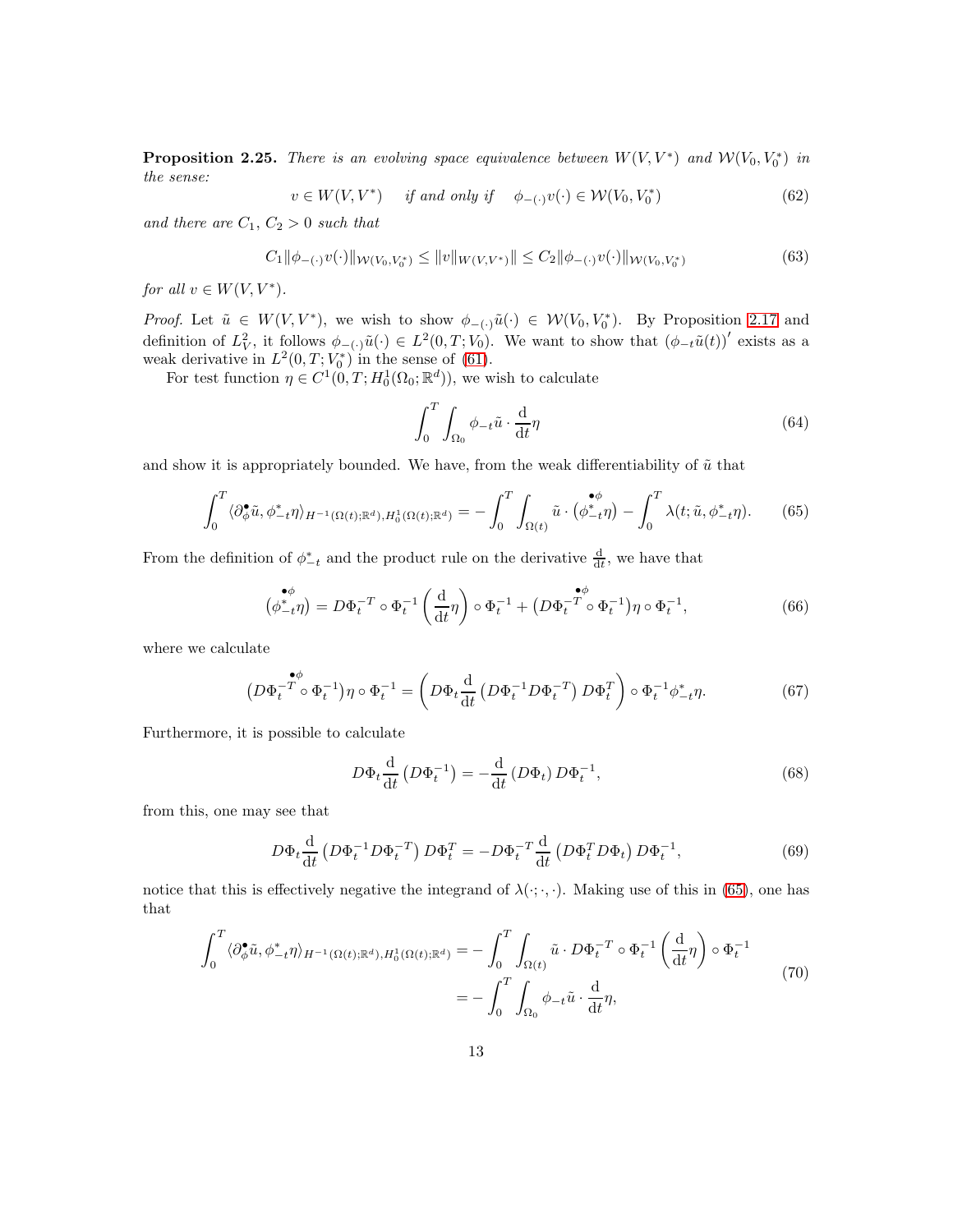**Proposition 2.25.** *There is an evolving space equivalence between $W(V, V^*)$ and $\mathcal{W}(V_0, V_0^*)$ in the sense:*

$$v \in W(V, V^*) \quad \text{if and only if} \quad \phi_{-(\cdot)} v(\cdot) \in \mathcal{W}(V_0, V_0^*) \tag{62}$$

*and there are $C_1$, $C_2 > 0$ such that*

$$C_1 \|\phi_{-(\cdot)} v(\cdot)\|_{\mathcal{W}(V_0, V_0^*)} \leq \|v\|_{W(V,V^*)}\| \leq C_2 \|\phi_{-(\cdot)} v(\cdot)\|_{\mathcal{W}(V_0, V_0^*)} \tag{63}$$

*for all $v \in W(V, V^*)$.*

*Proof.* Let $\tilde{u} \in W(V, V^*)$, we wish to show $\phi_{-(\cdot)}\tilde{u}(\cdot) \in \mathcal{W}(V_0, V_0^*)$. By Proposition 2.17 and definition of $L^2_V$, it follows $\phi_{-(\cdot)}\tilde{u}(\cdot) \in L^2(0, T; V_0)$. We want to show that $(\phi_{-t}\tilde{u}(t))'$ exists as a weak derivative in $L^2(0, T; V_0^*)$ in the sense of (61).

For test function $\eta \in C^1(0, T; H^1_0(\Omega_0; \mathbb{R}^d))$, we wish to calculate

$$\int_0^T \int_{\Omega_0} \phi_{-t}\tilde{u} \cdot \frac{\mathrm{d}}{\mathrm{d}t}\eta \tag{64}$$

and show it is appropriately bounded. We have, from the weak differentiability of $\tilde{u}$ that

$$\int_0^T \langle \partial^\bullet_\phi \tilde{u}, \phi^*_{-t}\eta \rangle_{H^{-1}(\Omega(t);\mathbb{R}^d), H^1_0(\Omega(t);\mathbb{R}^d)} = -\int_0^T \int_{\Omega(t)} \tilde{u} \cdot \overset{\bullet_\phi}{(\phi^*_{-t}\eta)} - \int_0^T \lambda(t; \tilde{u}, \phi^*_{-t}\eta). \tag{65}$$

From the definition of $\phi^*_{-t}$ and the product rule on the derivative $\frac{\mathrm{d}}{\mathrm{d}t}$, we have that

$$\overset{\bullet_\phi}{(\phi^*_{-t}\eta)} = D\Phi_t^{-T} \circ \Phi_t^{-1} \left(\frac{\mathrm{d}}{\mathrm{d}t}\eta\right) \circ \Phi_t^{-1} + \big(\overset{\bullet_\phi}{D\Phi_t^{-T}} \circ \Phi_t^{-1}\big)\eta \circ \Phi_t^{-1}, \tag{66}$$

where we calculate

$$\big(\overset{\bullet_\phi}{D\Phi_t^{-T}} \circ \Phi_t^{-1}\big)\eta \circ \Phi_t^{-1} = \left(D\Phi_t \frac{\mathrm{d}}{\mathrm{d}t}\left(D\Phi_t^{-1} D\Phi_t^{-T}\right) D\Phi_t^T\right) \circ \Phi_t^{-1} \phi^*_{-t}\eta. \tag{67}$$

Furthermore, it is possible to calculate

$$D\Phi_t \frac{\mathrm{d}}{\mathrm{d}t}\left(D\Phi_t^{-1}\right) = -\frac{\mathrm{d}}{\mathrm{d}t}\left(D\Phi_t\right) D\Phi_t^{-1}, \tag{68}$$

from this, one may see that

$$D\Phi_t \frac{\mathrm{d}}{\mathrm{d}t}\left(D\Phi_t^{-1} D\Phi_t^{-T}\right) D\Phi_t^T = -D\Phi_t^{-T} \frac{\mathrm{d}}{\mathrm{d}t}\left(D\Phi_t^T D\Phi_t\right) D\Phi_t^{-1}, \tag{69}$$

notice that this is effectively negative the integrand of $\lambda(\cdot; \cdot, \cdot)$. Making use of this in (65), one has that

$$\begin{aligned}
\int_0^T \langle \partial^\bullet_\phi \tilde{u}, \phi^*_{-t}\eta \rangle_{H^{-1}(\Omega(t);\mathbb{R}^d), H^1_0(\Omega(t);\mathbb{R}^d)} &= -\int_0^T \int_{\Omega(t)} \tilde{u} \cdot D\Phi_t^{-T} \circ \Phi_t^{-1} \left(\frac{\mathrm{d}}{\mathrm{d}t}\eta\right) \circ \Phi_t^{-1} \\
&= -\int_0^T \int_{\Omega_0} \phi_{-t}\tilde{u} \cdot \frac{\mathrm{d}}{\mathrm{d}t}\eta,
\end{aligned} \tag{70}$$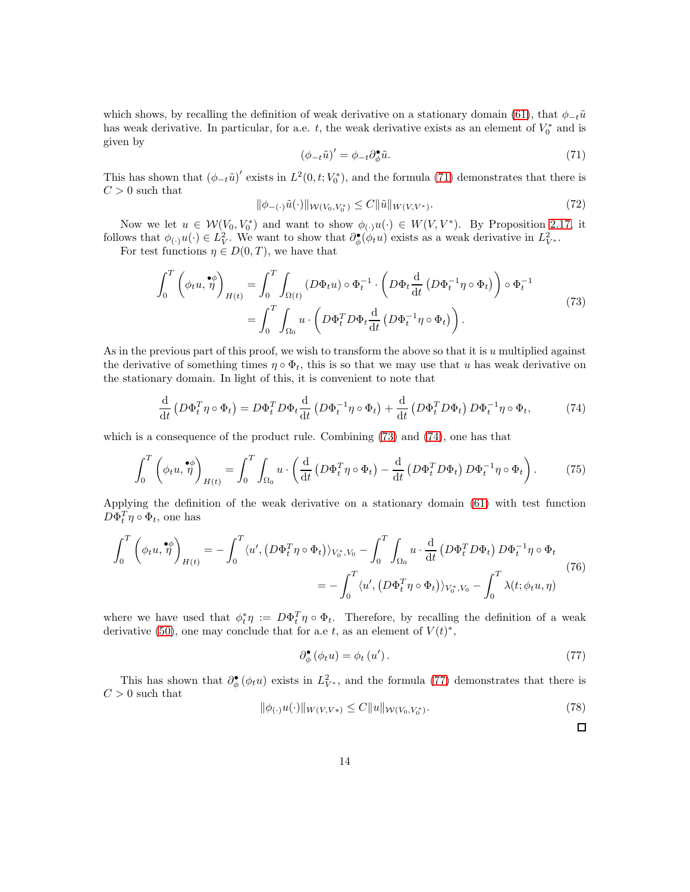which shows, by recalling the definition of weak derivative on a stationary domain (61), that $\phi_{-t}\tilde{u}$ has weak derivative. In particular, for a.e. $t$, the weak derivative exists as an element of $V_0^*$ and is given by

$$(\phi_{-t}\tilde{u})' = \phi_{-t}\partial_\phi^\bullet \tilde{u}. \tag{71}$$

This has shown that $(\phi_{-t}\tilde{u})'$ exists in $L^2(0,t;V_0^*)$, and the formula (71) demonstrates that there is $C > 0$ such that

$$\|\phi_{-(\cdot)}\tilde{u}(\cdot)\|_{\mathcal{W}(V_0,V_0^*)} \leq C\|\tilde{u}\|_{W(V,V^*)}. \tag{72}$$

Now we let $u \in \mathcal{W}(V_0, V_0^*)$ and want to show $\phi_{(\cdot)}u(\cdot) \in W(V,V^*)$. By Proposition 2.17, it follows that $\phi_{(\cdot)}u(\cdot) \in L^2_V$. We want to show that $\partial_\phi^\bullet(\phi_t u)$ exists as a weak derivative in $L^2_{V^*}$.

For test functions $\eta \in D(0,T)$, we have that

$$\begin{aligned}
\int_0^T \left(\phi_t u, \overset{\bullet\phi}{\eta}\right)_{H(t)} &= \int_0^T \int_{\Omega(t)} (D\Phi_t u)\circ \Phi_t^{-1} \cdot \left(D\Phi_t \frac{\mathrm{d}}{\mathrm{d}t}\left(D\Phi_t^{-1}\eta \circ \Phi_t\right)\right)\circ \Phi_t^{-1} \\
&= \int_0^T \int_{\Omega_0} u \cdot \left(D\Phi_t^T D\Phi_t \frac{\mathrm{d}}{\mathrm{d}t}\left(D\Phi_t^{-1}\eta\circ\Phi_t\right)\right).
\end{aligned} \tag{73}$$

As in the previous part of this proof, we wish to transform the above so that it is $u$ multiplied against the derivative of something times $\eta \circ \Phi_t$, this is so that we may use that $u$ has weak derivative on the stationary domain. In light of this, it is convenient to note that

$$\frac{\mathrm{d}}{\mathrm{d}t}\left(D\Phi_t^T \eta\circ\Phi_t\right) = D\Phi_t^T D\Phi_t \frac{\mathrm{d}}{\mathrm{d}t}\left(D\Phi_t^{-1}\eta\circ\Phi_t\right) + \frac{\mathrm{d}}{\mathrm{d}t}\left(D\Phi_t^T D\Phi_t\right) D\Phi_t^{-1}\eta\circ\Phi_t, \tag{74}$$

which is a consequence of the product rule. Combining (73) and (74), one has that

$$\int_0^T \left(\phi_t u, \overset{\bullet\phi}{\eta}\right)_{H(t)} = \int_0^T \int_{\Omega_0} u \cdot \left(\frac{\mathrm{d}}{\mathrm{d}t}\left(D\Phi_t^T\eta\circ\Phi_t\right) - \frac{\mathrm{d}}{\mathrm{d}t}\left(D\Phi_t^T D\Phi_t\right) D\Phi_t^{-1}\eta\circ\Phi_t\right). \tag{75}$$

Applying the definition of the weak derivative on a stationary domain (61) with test function $D\Phi_t^T\eta\circ\Phi_t$, one has

$$\begin{aligned}
\int_0^T \left(\phi_t u, \overset{\bullet\phi}{\eta}\right)_{H(t)} &= -\int_0^T \langle u', \left(D\Phi_t^T \eta\circ\Phi_t\right)\rangle_{V_0^*,V_0} - \int_0^T\int_{\Omega_0} u\cdot \frac{\mathrm{d}}{\mathrm{d}t}\left(D\Phi_t^T D\Phi_t\right) D\Phi_t^{-1}\eta\circ\Phi_t \\
&= -\int_0^T \langle u', \left(D\Phi_t^T\eta\circ\Phi_t\right)\rangle_{V_0^*,V_0} - \int_0^T \lambda(t;\phi_t u,\eta)
\end{aligned} \tag{76}$$

where we have used that $\phi_t^*\eta := D\Phi_t^T\eta\circ\Phi_t$. Therefore, by recalling the definition of a weak derivative (50), one may conclude that for a.e $t$, as an element of $V(t)^*$,

$$\partial_\phi^\bullet\left(\phi_t u\right) = \phi_t\left(u'\right). \tag{77}$$

This has shown that $\partial_\phi^\bullet(\phi_t u)$ exists in $L^2_{V^*}$, and the formula (77) demonstrates that there is $C > 0$ such that

$$\|\phi_{(\cdot)}u(\cdot)\|_{W(V,V*)} \leq C\|u\|_{\mathcal{W}(V_0,V_0^*)}. \tag{78}$$

□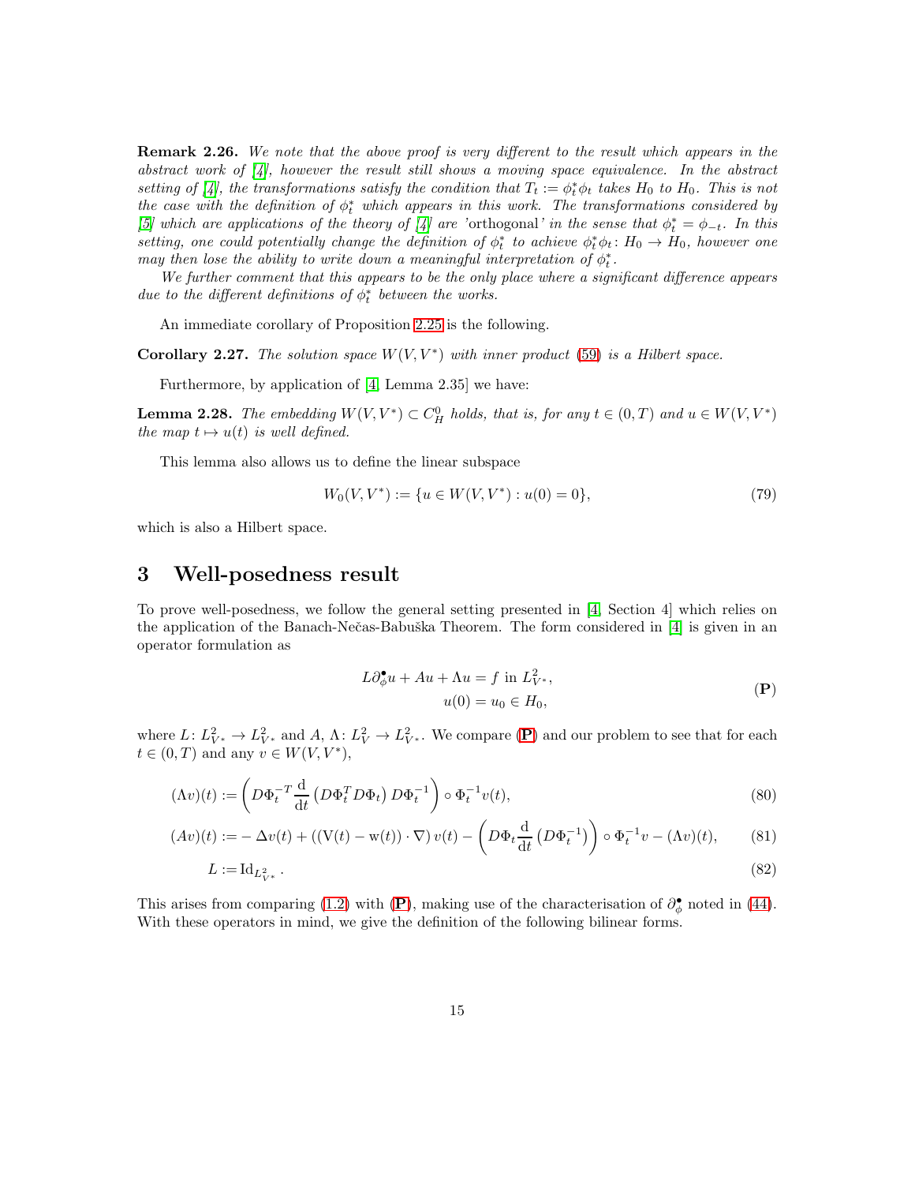**Remark 2.26.** *We note that the above proof is very different to the result which appears in the abstract work of [4], however the result still shows a moving space equivalence. In the abstract setting of [4], the transformations satisfy the condition that $T_t := \phi_t^* \phi_t$ takes $H_0$ to $H_0$. This is not the case with the definition of $\phi_t^*$ which appears in this work. The transformations considered by [5] which are applications of the theory of [4] are 'orthogonal' in the sense that $\phi_t^* = \phi_{-t}$. In this setting, one could potentially change the definition of $\phi_t^*$ to achieve $\phi_t^* \phi_t \colon H_0 \to H_0$, however one may then lose the ability to write down a meaningful interpretation of $\phi_t^*$.*

*We further comment that this appears to be the only place where a significant difference appears due to the different definitions of $\phi_t^*$ between the works.*

An immediate corollary of Proposition 2.25 is the following.

**Corollary 2.27.** *The solution space $W(V, V^*)$ with inner product (59) is a Hilbert space.*

Furthermore, by application of [4, Lemma 2.35] we have:

**Lemma 2.28.** *The embedding $W(V, V^*) \subset C_H^0$ holds, that is, for any $t \in (0,T)$ and $u \in W(V,V^*)$ the map $t \mapsto u(t)$ is well defined.*

This lemma also allows us to define the linear subspace

$$W_0(V, V^*) := \{u \in W(V, V^*) : u(0) = 0\}, \tag{79}$$

which is also a Hilbert space.

# 3 Well-posedness result

To prove well-posedness, we follow the general setting presented in [4, Section 4] which relies on the application of the Banach-Nečas-Babuška Theorem. The form considered in [4] is given in an operator formulation as

$$\begin{aligned} L\partial_\phi^\bullet u + Au + \Lambda u &= f \text{ in } L^2_{V^*}, \\ u(0) &= u_0 \in H_0, \end{aligned} \tag{P}$$

where $L \colon L^2_{V^*} \to L^2_{V^*}$ and $A, \Lambda \colon L^2_V \to L^2_{V^*}$. We compare (**P**) and our problem to see that for each $t \in (0,T)$ and any $v \in W(V,V^*)$,

$$(\Lambda v)(t) := \left( D\Phi_t^{-T} \frac{\mathrm{d}}{\mathrm{d}t} \left( D\Phi_t^T D\Phi_t \right) D\Phi_t^{-1} \right) \circ \Phi_t^{-1} v(t), \tag{80}$$

$$(Av)(t) := -\Delta v(t) + \left( (\mathrm{V}(t) - \mathrm{w}(t)) \cdot \nabla \right) v(t) - \left( D\Phi_t \frac{\mathrm{d}}{\mathrm{d}t} \left( D\Phi_t^{-1} \right) \right) \circ \Phi_t^{-1} v - (\Lambda v)(t), \tag{81}$$

$$L := \mathrm{Id}_{L^2_{V^*}}. \tag{82}$$

This arises from comparing (1.2) with (**P**), making use of the characterisation of $\partial_\phi^\bullet$ noted in (44). With these operators in mind, we give the definition of the following bilinear forms.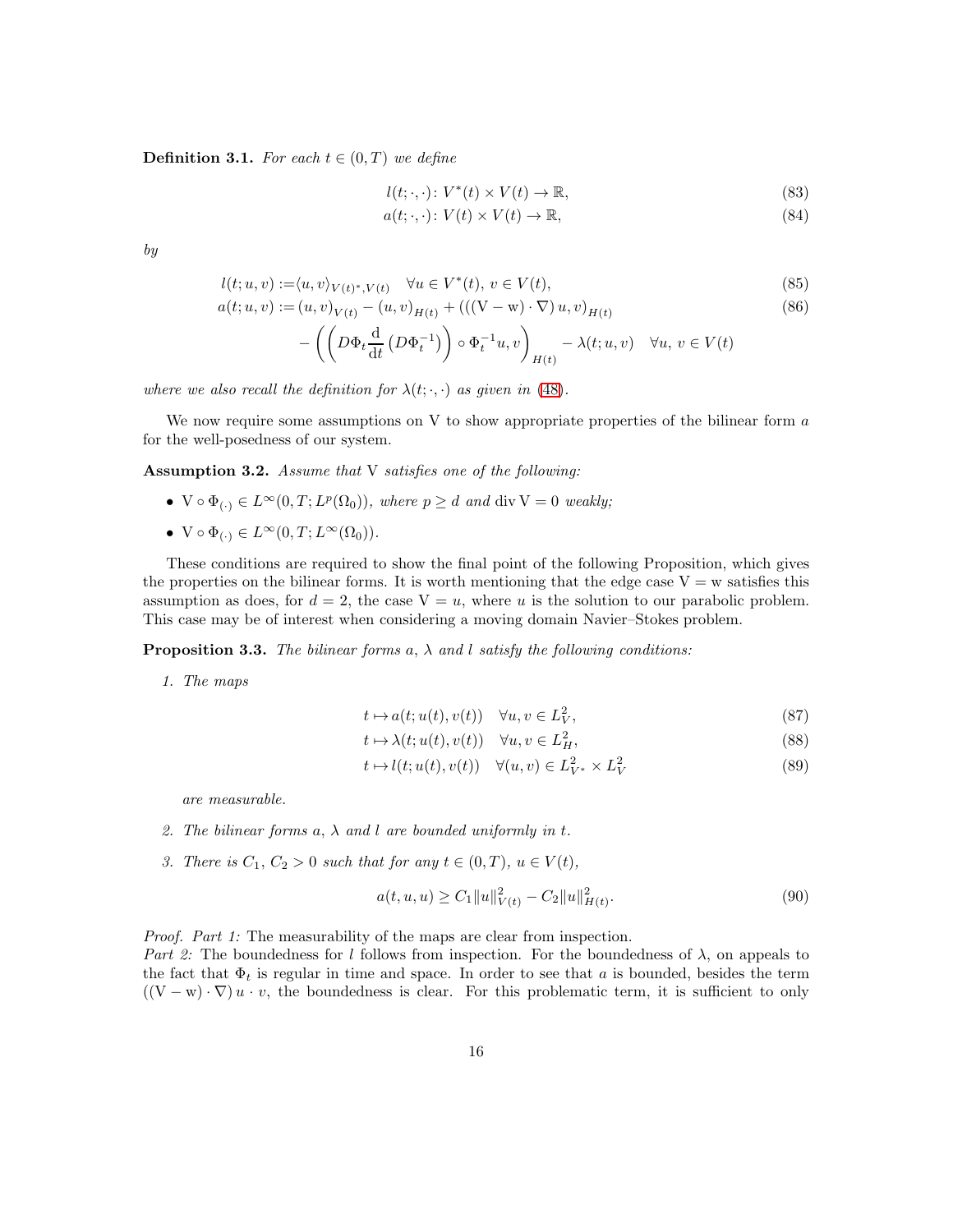**Definition 3.1.** *For each $t \in (0,T)$ we define*

$$l(t;\cdot,\cdot)\colon V^*(t) \times V(t) \to \mathbb{R}, \tag{83}$$

$$a(t;\cdot,\cdot)\colon V(t) \times V(t) \to \mathbb{R}, \tag{84}$$

*by*

$$l(t;u,v) := \langle u, v\rangle_{V(t)^*,V(t)} \quad \forall u \in V^*(t),\, v \in V(t), \tag{85}$$

$$a(t;u,v) := (u,v)_{V(t)} - (u,v)_{H(t)} + \left(\left((\mathrm{V}-\mathrm{w})\cdot\nabla\right)u, v\right)_{H(t)} \tag{86}$$

$$- \left(\left(D\Phi_t \frac{\mathrm{d}}{\mathrm{d}t}\left(D\Phi_t^{-1}\right)\right)\circ \Phi_t^{-1} u, v\right)_{H(t)} - \lambda(t;u,v) \quad \forall u,\, v \in V(t)$$

*where we also recall the definition for $\lambda(t;\cdot,\cdot)$ as given in (48).*

We now require some assumptions on V to show appropriate properties of the bilinear form $a$ for the well-posedness of our system.

**Assumption 3.2.** *Assume that* V *satisfies one of the following:*

- $\mathrm{V} \circ \Phi_{(\cdot)} \in L^\infty(0,T; L^p(\Omega_0))$*, where $p \geq d$ and $\operatorname{div} \mathrm{V} = 0$ weakly;*
- $\mathrm{V} \circ \Phi_{(\cdot)} \in L^\infty(0,T; L^\infty(\Omega_0))$*.*

These conditions are required to show the final point of the following Proposition, which gives the properties on the bilinear forms. It is worth mentioning that the edge case $\mathrm{V} = \mathrm{w}$ satisfies this assumption as does, for $d = 2$, the case $\mathrm{V} = u$, where $u$ is the solution to our parabolic problem. This case may be of interest when considering a moving domain Navier–Stokes problem.

**Proposition 3.3.** *The bilinear forms $a$, $\lambda$ and $l$ satisfy the following conditions:*

1. *The maps*

$$t \mapsto a(t; u(t), v(t)) \quad \forall u, v \in L^2_V, \tag{87}$$

$$t \mapsto \lambda(t; u(t), v(t)) \quad \forall u, v \in L^2_H, \tag{88}$$

$$t \mapsto l(t; u(t), v(t)) \quad \forall (u,v) \in L^2_{V^*} \times L^2_V \tag{89}$$

   *are measurable.*

2. *The bilinear forms $a$, $\lambda$ and $l$ are bounded uniformly in $t$.*

3. *There is $C_1$, $C_2 > 0$ such that for any $t \in (0,T)$, $u \in V(t)$,*

$$a(t,u,u) \geq C_1 \|u\|^2_{V(t)} - C_2 \|u\|^2_{H(t)}. \tag{90}$$

*Proof. Part 1:* The measurability of the maps are clear from inspection.
*Part 2:* The boundedness for $l$ follows from inspection. For the boundedness of $\lambda$, on appeals to the fact that $\Phi_t$ is regular in time and space. In order to see that $a$ is bounded, besides the term $((\mathrm{V}-\mathrm{w})\cdot\nabla)\, u \cdot v$, the boundedness is clear. For this problematic term, it is sufficient to only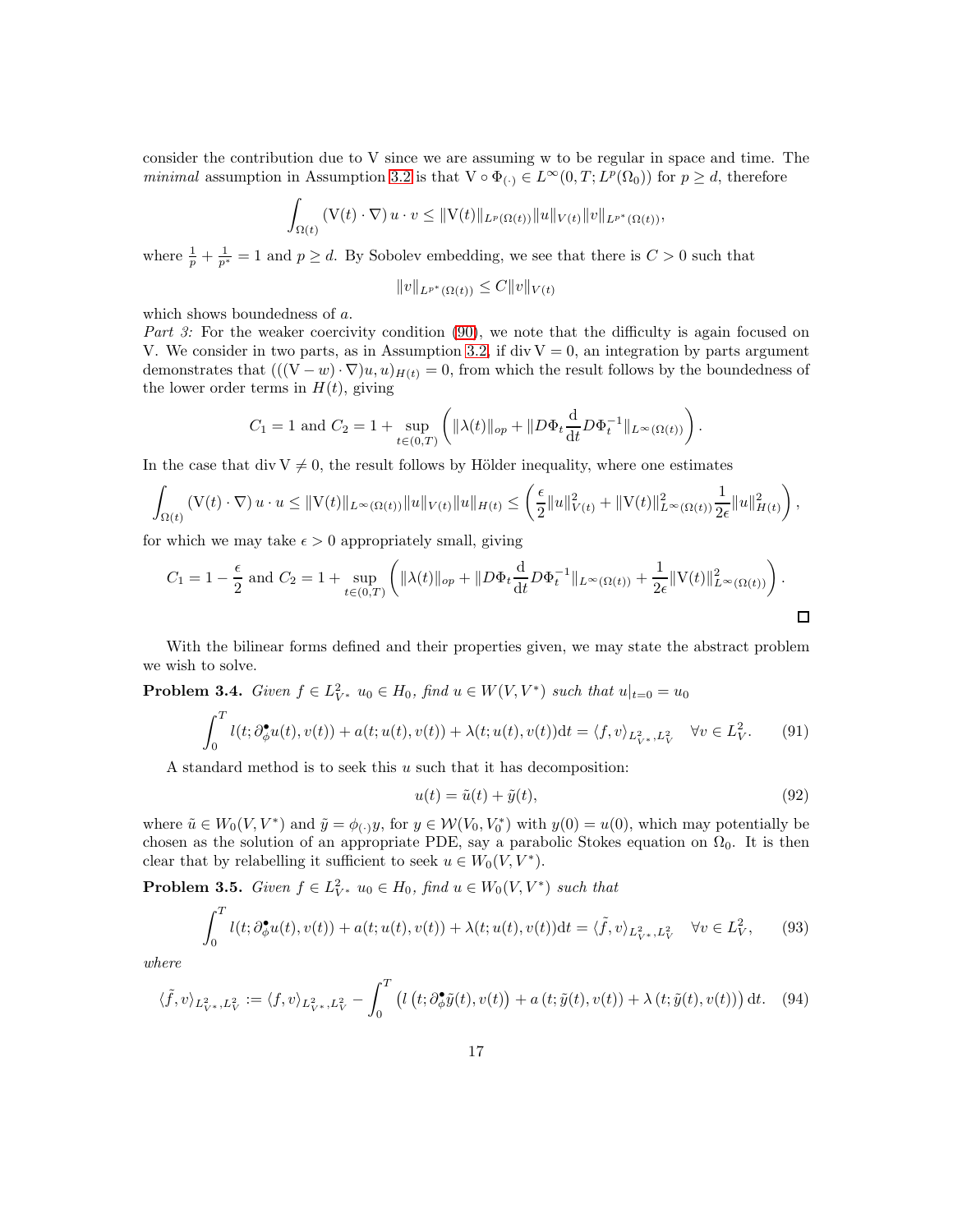consider the contribution due to V since we are assuming w to be regular in space and time. The *minimal* assumption in Assumption 3.2 is that $\mathrm{V} \circ \Phi_{(\cdot)} \in L^\infty(0,T; L^p(\Omega_0))$ for $p \geq d$, therefore

$$\int_{\Omega(t)} (\mathrm{V}(t) \cdot \nabla)\, u \cdot v \leq \|\mathrm{V}(t)\|_{L^p(\Omega(t))} \|u\|_{V(t)} \|v\|_{L^{p^*}(\Omega(t))},$$

where $\frac{1}{p} + \frac{1}{p^*} = 1$ and $p \geq d$. By Sobolev embedding, we see that there is $C > 0$ such that

$$\|v\|_{L^{p^*}(\Omega(t))} \leq C \|v\|_{V(t)}$$

which shows boundedness of $a$.

*Part 3:* For the weaker coercivity condition (90), we note that the difficulty is again focused on V. We consider in two parts, as in Assumption 3.2, if $\operatorname{div} \mathrm{V} = 0$, an integration by parts argument demonstrates that $(((\mathrm{V} - w) \cdot \nabla) u, u)_{H(t)} = 0$, from which the result follows by the boundedness of the lower order terms in $H(t)$, giving

$$C_1 = 1 \text{ and } C_2 = 1 + \sup_{t \in (0,T)} \left( \|\lambda(t)\|_{op} + \|D\Phi_t \frac{\mathrm{d}}{\mathrm{d}t} D\Phi_t^{-1}\|_{L^\infty(\Omega(t))} \right).$$

In the case that $\operatorname{div} \mathrm{V} \neq 0$, the result follows by Hölder inequality, where one estimates

$$\int_{\Omega(t)} (\mathrm{V}(t) \cdot \nabla)\, u \cdot u \leq \|\mathrm{V}(t)\|_{L^\infty(\Omega(t))} \|u\|_{V(t)} \|u\|_{H(t)} \leq \left( \frac{\epsilon}{2} \|u\|_{V(t)}^2 + \|\mathrm{V}(t)\|_{L^\infty(\Omega(t))}^2 \frac{1}{2\epsilon} \|u\|_{H(t)}^2 \right),$$

for which we may take $\epsilon > 0$ appropriately small, giving

$$C_1 = 1 - \frac{\epsilon}{2} \text{ and } C_2 = 1 + \sup_{t \in (0,T)} \left( \|\lambda(t)\|_{op} + \|D\Phi_t \frac{\mathrm{d}}{\mathrm{d}t} D\Phi_t^{-1}\|_{L^\infty(\Omega(t))} + \frac{1}{2\epsilon} \|\mathrm{V}(t)\|_{L^\infty(\Omega(t))}^2 \right).$$

□

With the bilinear forms defined and their properties given, we may state the abstract problem we wish to solve.

**Problem 3.4.** *Given $f \in L^2_{V^*}$ $u_0 \in H_0$, find $u \in W(V, V^*)$ such that $u|_{t=0} = u_0$*

$$\int_0^T l(t; \partial^\bullet_\phi u(t), v(t)) + a(t; u(t), v(t)) + \lambda(t; u(t), v(t)) \mathrm{d}t = \langle f, v \rangle_{L^2_{V^*}, L^2_V} \quad \forall v \in L^2_V. \tag{91}$$

A standard method is to seek this $u$ such that it has decomposition:

$$u(t) = \tilde{u}(t) + \tilde{y}(t), \tag{92}$$

where $\tilde{u} \in W_0(V, V^*)$ and $\tilde{y} = \phi_{(\cdot)} y$, for $y \in \mathcal{W}(V_0, V_0^*)$ with $y(0) = u(0)$, which may potentially be chosen as the solution of an appropriate PDE, say a parabolic Stokes equation on $\Omega_0$. It is then clear that by relabelling it sufficient to seek $u \in W_0(V, V^*)$.

**Problem 3.5.** *Given $f \in L^2_{V^*}$ $u_0 \in H_0$, find $u \in W_0(V, V^*)$ such that*

$$\int_0^T l(t; \partial^\bullet_\phi u(t), v(t)) + a(t; u(t), v(t)) + \lambda(t; u(t), v(t)) \mathrm{d}t = \langle \tilde{f}, v \rangle_{L^2_{V^*}, L^2_V} \quad \forall v \in L^2_V, \tag{93}$$

*where*

$$\langle \tilde{f}, v \rangle_{L^2_{V^*}, L^2_V} := \langle f, v \rangle_{L^2_{V^*}, L^2_V} - \int_0^T \left( l\left(t; \partial^\bullet_\phi \tilde{y}(t), v(t)\right) + a\left(t; \tilde{y}(t), v(t)\right) + \lambda\left(t; \tilde{y}(t), v(t)\right) \right) \mathrm{d}t. \tag{94}$$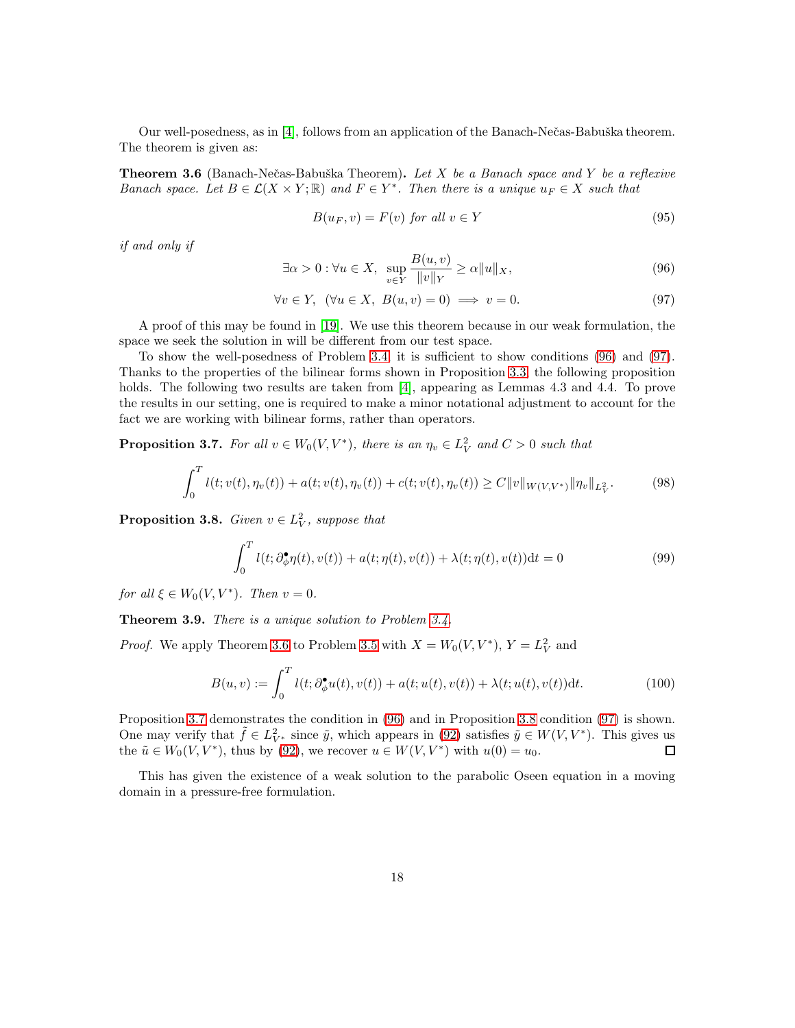Our well-posedness, as in [4], follows from an application of the Banach-Nečas-Babuška theorem. The theorem is given as:

**Theorem 3.6** (Banach-Nečas-Babuška Theorem)**.** *Let $X$ be a Banach space and $Y$ be a reflexive Banach space. Let $B \in \mathcal{L}(X \times Y; \mathbb{R})$ and $F \in Y^*$. Then there is a unique $u_F \in X$ such that*

$$B(u_F, v) = F(v) \text{ for all } v \in Y \tag{95}$$

*if and only if*

$$\exists \alpha > 0 : \forall u \in X, \ \sup_{v \in Y} \frac{B(u,v)}{\|v\|_Y} \geq \alpha \|u\|_X, \tag{96}$$

$$\forall v \in Y, \ \ (\forall u \in X, \ B(u,v) = 0) \implies v = 0. \tag{97}$$

A proof of this may be found in [19]. We use this theorem because in our weak formulation, the space we seek the solution in will be different from our test space.

To show the well-posedness of Problem 3.4 it is sufficient to show conditions (96) and (97). Thanks to the properties of the bilinear forms shown in Proposition 3.3, the following proposition holds. The following two results are taken from [4], appearing as Lemmas 4.3 and 4.4. To prove the results in our setting, one is required to make a minor notational adjustment to account for the fact we are working with bilinear forms, rather than operators.

**Proposition 3.7.** *For all $v \in W_0(V, V^*)$, there is an $\eta_v \in L^2_V$ and $C > 0$ such that*

$$\int_0^T l(t; v(t), \eta_v(t)) + a(t; v(t), \eta_v(t)) + c(t; v(t), \eta_v(t)) \geq C \|v\|_{W(V,V^*)} \|\eta_v\|_{L^2_V}. \tag{98}$$

**Proposition 3.8.** *Given $v \in L^2_V$, suppose that*

$$\int_0^T l(t; \partial^\bullet_\phi \eta(t), v(t)) + a(t; \eta(t), v(t)) + \lambda(t; \eta(t), v(t)) \mathrm{d}t = 0 \tag{99}$$

*for all $\xi \in W_0(V, V^*)$. Then $v = 0$.*

**Theorem 3.9.** *There is a unique solution to Problem 3.4.*

*Proof.* We apply Theorem 3.6 to Problem 3.5 with $X = W_0(V, V^*)$, $Y = L^2_V$ and

$$B(u,v) := \int_0^T l(t; \partial^\bullet_\phi u(t), v(t)) + a(t; u(t), v(t)) + \lambda(t; u(t), v(t)) \mathrm{d}t. \tag{100}$$

Proposition 3.7 demonstrates the condition in (96) and in Proposition 3.8 condition (97) is shown. One may verify that $\tilde{f} \in L^2_{V^*}$ since $\tilde{y}$, which appears in (92) satisfies $\tilde{y} \in W(V, V^*)$. This gives us the $\tilde{u} \in W_0(V, V^*)$, thus by (92), we recover $u \in W(V, V^*)$ with $u(0) = u_0$. □

This has given the existence of a weak solution to the parabolic Oseen equation in a moving domain in a pressure-free formulation.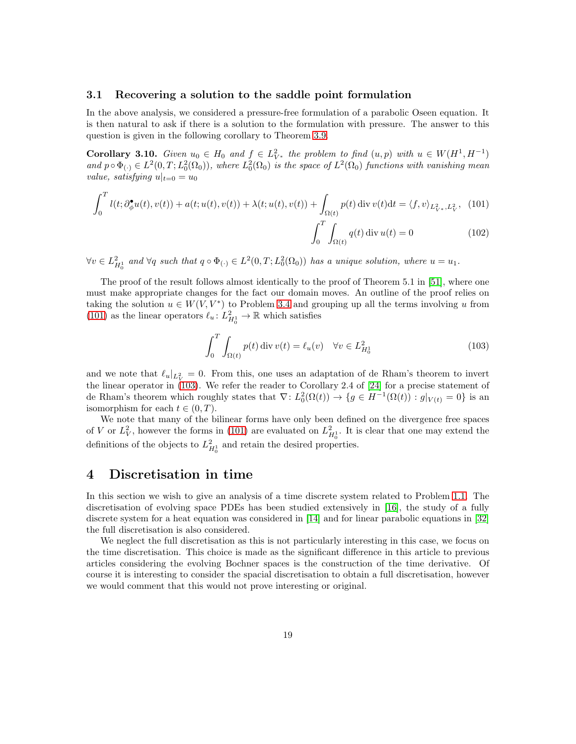### 3.1 Recovering a solution to the saddle point formulation

In the above analysis, we considered a pressure-free formulation of a parabolic Oseen equation. It is then natural to ask if there is a solution to the formulation with pressure. The answer to this question is given in the following corollary to Theorem 3.9.

**Corollary 3.10.** *Given $u_0 \in H_0$ and $f \in L^2_{V^*}$ the problem to find $(u,p)$ with $u \in W(H^1, H^{-1})$ and $p \circ \Phi_{(\cdot)} \in L^2(0,T; L^2_0(\Omega_0))$, where $L^2_0(\Omega_0)$ is the space of $L^2(\Omega_0)$ functions with vanishing mean value, satisfying $u|_{t=0} = u_0$*

$$\int_0^T l(t; \partial^\bullet_\phi u(t), v(t)) + a(t; u(t), v(t)) + \lambda(t; u(t), v(t)) + \int_{\Omega(t)} p(t) \operatorname{div} v(t) \mathrm{d}t = \langle f, v \rangle_{L^2_{V^*}, L^2_V}, \quad (101)$$

$$\int_0^T \int_{\Omega(t)} q(t) \operatorname{div} u(t) = 0 \quad (102)$$

*$\forall v \in L^2_{H^1_0}$ and $\forall q$ such that $q \circ \Phi_{(\cdot)} \in L^2(0,T; L^2_0(\Omega_0))$ has a unique solution, where $u = u_1$.*

The proof of the result follows almost identically to the proof of Theorem 5.1 in [51], where one must make appropriate changes for the fact our domain moves. An outline of the proof relies on taking the solution $u \in W(V, V^*)$ to Problem 3.4 and grouping up all the terms involving $u$ from (101) as the linear operators $\ell_u \colon L^2_{H^1_0} \to \mathbb{R}$ which satisfies

$$\int_0^T \int_{\Omega(t)} p(t) \operatorname{div} v(t) = \ell_u(v) \quad \forall v \in L^2_{H^1_0} \quad (103)$$

and we note that $\ell_u|_{L^2_V} = 0$. From this, one uses an adaptation of de Rham's theorem to invert the linear operator in (103). We refer the reader to Corollary 2.4 of [24] for a precise statement of de Rham's theorem which roughly states that $\nabla \colon L^2_0(\Omega(t)) \to \{g \in H^{-1}(\Omega(t)) : g|_{V(t)} = 0\}$ is an isomorphism for each $t \in (0,T)$.

We note that many of the bilinear forms have only been defined on the divergence free spaces of $V$ or $L^2_V$, however the forms in (101) are evaluated on $L^2_{H^1_0}$. It is clear that one may extend the definitions of the objects to $L^2_{H^1_0}$ and retain the desired properties.

## 4 Discretisation in time

In this section we wish to give an analysis of a time discrete system related to Problem 1.1. The discretisation of evolving space PDEs has been studied extensively in [16], the study of a fully discrete system for a heat equation was considered in [14] and for linear parabolic equations in [32] the full discretisation is also considered.

We neglect the full discretisation as this is not particularly interesting in this case, we focus on the time discretisation. This choice is made as the significant difference in this article to previous articles considering the evolving Bochner spaces is the construction of the time derivative. Of course it is interesting to consider the spacial discretisation to obtain a full discretisation, however we would comment that this would not prove interesting or original.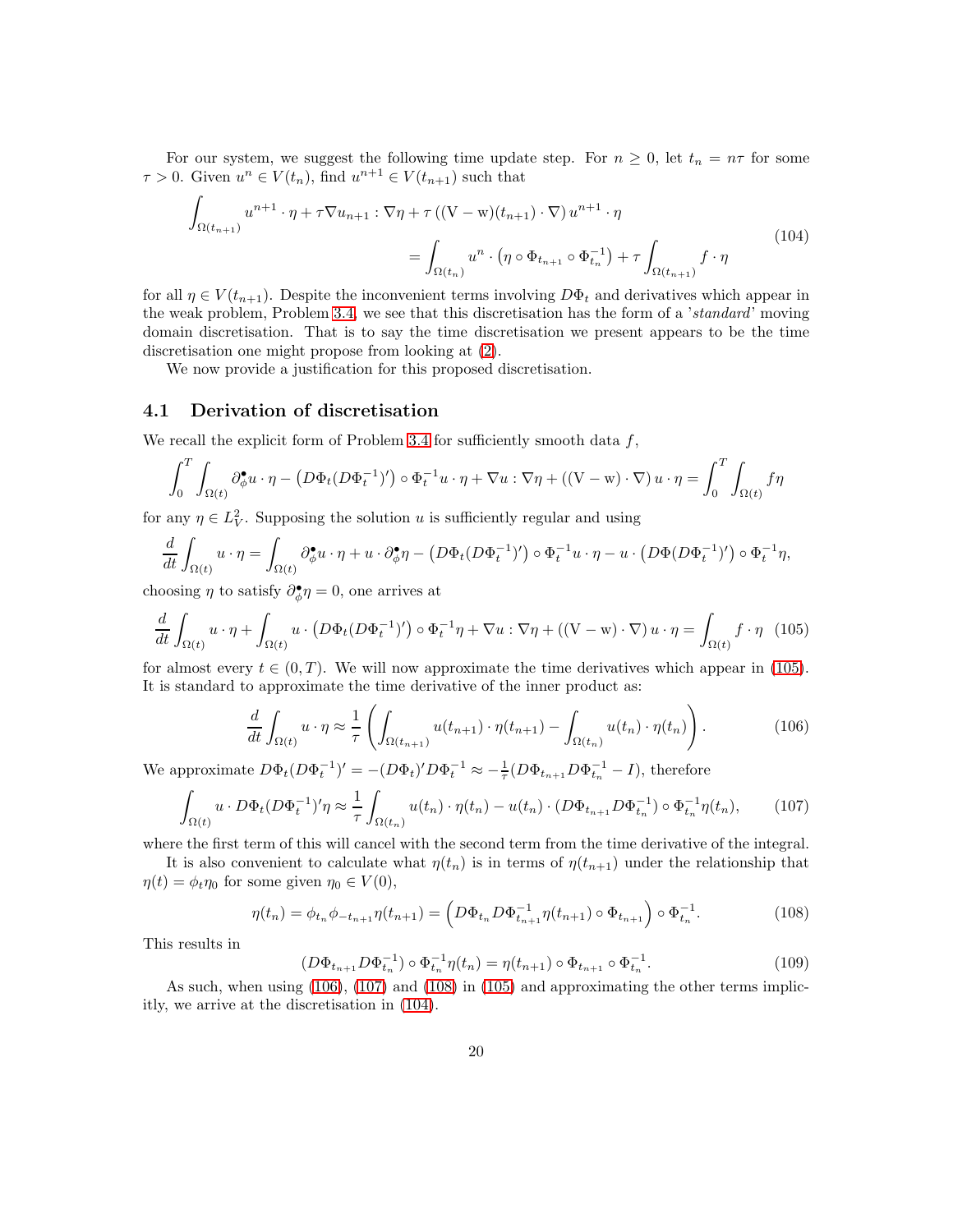For our system, we suggest the following time update step. For $n \geq 0$, let $t_n = n\tau$ for some $\tau > 0$. Given $u^n \in V(t_n)$, find $u^{n+1} \in V(t_{n+1})$ such that

$$
\begin{aligned}
\int_{\Omega(t_{n+1})} u^{n+1} \cdot \eta + \tau \nabla u_{n+1} : \nabla \eta + \tau \left( (\mathrm{V} - \mathrm{w})(t_{n+1}) \cdot \nabla \right) u^{n+1} \cdot \eta \\
= \int_{\Omega(t_n)} u^n \cdot \left( \eta \circ \Phi_{t_{n+1}} \circ \Phi_{t_n}^{-1} \right) + \tau \int_{\Omega(t_{n+1})} f \cdot \eta
\end{aligned} \tag{104}
$$

for all $\eta \in V(t_{n+1})$. Despite the inconvenient terms involving $D\Phi_t$ and derivatives which appear in the weak problem, Problem 3.4, we see that this discretisation has the form of a '*standard*' moving domain discretisation. That is to say the time discretisation we present appears to be the time discretisation one might propose from looking at (2).

We now provide a justification for this proposed discretisation.

### 4.1 Derivation of discretisation

We recall the explicit form of Problem 3.4 for sufficiently smooth data $f$,

$$
\int_0^T \int_{\Omega(t)} \partial_\phi^\bullet u \cdot \eta - \left( D\Phi_t (D\Phi_t^{-1})' \right) \circ \Phi_t^{-1} u \cdot \eta + \nabla u : \nabla \eta + \left( (\mathrm{V} - \mathrm{w}) \cdot \nabla \right) u \cdot \eta = \int_0^T \int_{\Omega(t)} f \eta
$$

for any $\eta \in L^2_V$. Supposing the solution $u$ is sufficiently regular and using

$$
\frac{d}{dt} \int_{\Omega(t)} u \cdot \eta = \int_{\Omega(t)} \partial_\phi^\bullet u \cdot \eta + u \cdot \partial_\phi^\bullet \eta - \left( D\Phi_t (D\Phi_t^{-1})' \right) \circ \Phi_t^{-1} u \cdot \eta - u \cdot \left( D\Phi (D\Phi_t^{-1})' \right) \circ \Phi_t^{-1} \eta,
$$

choosing $\eta$ to satisfy $\partial_\phi^\bullet \eta = 0$, one arrives at

$$
\frac{d}{dt} \int_{\Omega(t)} u \cdot \eta + \int_{\Omega(t)} u \cdot \left( D\Phi_t (D\Phi_t^{-1})' \right) \circ \Phi_t^{-1} \eta + \nabla u : \nabla \eta + \left( (\mathrm{V} - \mathrm{w}) \cdot \nabla \right) u \cdot \eta = \int_{\Omega(t)} f \cdot \eta \tag{105}
$$

for almost every $t \in (0, T)$. We will now approximate the time derivatives which appear in (105). It is standard to approximate the time derivative of the inner product as:

$$
\frac{d}{dt} \int_{\Omega(t)} u \cdot \eta \approx \frac{1}{\tau} \left( \int_{\Omega(t_{n+1})} u(t_{n+1}) \cdot \eta(t_{n+1}) - \int_{\Omega(t_n)} u(t_n) \cdot \eta(t_n) \right). \tag{106}
$$

We approximate $D\Phi_t (D\Phi_t^{-1})' = -(D\Phi_t)' D\Phi_t^{-1} \approx -\frac{1}{\tau} (D\Phi_{t_{n+1}} D\Phi_{t_n}^{-1} - I)$, therefore

$$
\int_{\Omega(t)} u \cdot D\Phi_t (D\Phi_t^{-1})' \eta \approx \frac{1}{\tau} \int_{\Omega(t_n)} u(t_n) \cdot \eta(t_n) - u(t_n) \cdot (D\Phi_{t_{n+1}} D\Phi_{t_n}^{-1}) \circ \Phi_{t_n}^{-1} \eta(t_n), \tag{107}
$$

where the first term of this will cancel with the second term from the time derivative of the integral.

It is also convenient to calculate what $\eta(t_n)$ is in terms of $\eta(t_{n+1})$ under the relationship that $\eta(t) = \phi_t \eta_0$ for some given $\eta_0 \in V(0)$,

$$
\eta(t_n) = \phi_{t_n} \phi_{-t_{n+1}} \eta(t_{n+1}) = \left( D\Phi_{t_n} D\Phi_{t_{n+1}}^{-1} \eta(t_{n+1}) \circ \Phi_{t_{n+1}} \right) \circ \Phi_{t_n}^{-1}. \tag{108}
$$

This results in

$$
(D\Phi_{t_{n+1}} D\Phi_{t_n}^{-1}) \circ \Phi_{t_n}^{-1} \eta(t_n) = \eta(t_{n+1}) \circ \Phi_{t_{n+1}} \circ \Phi_{t_n}^{-1}. \tag{109}
$$

As such, when using (106), (107) and (108) in (105) and approximating the other terms implicitly, we arrive at the discretisation in (104).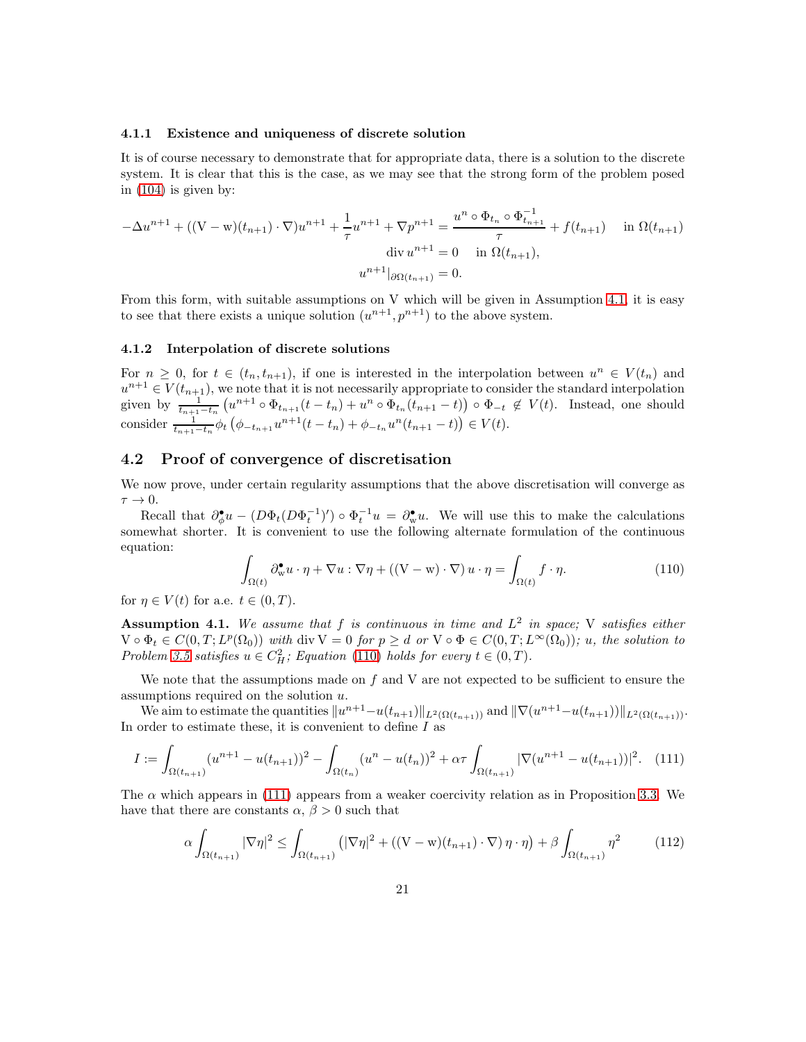#### 4.1.1 Existence and uniqueness of discrete solution

It is of course necessary to demonstrate that for appropriate data, there is a solution to the discrete system. It is clear that this is the case, as we may see that the strong form of the problem posed in (104) is given by:

$$
\begin{gathered}
-\Delta u^{n+1} + ((\mathrm{V}-\mathrm{w})(t_{n+1})\cdot\nabla)u^{n+1} + \frac{1}{\tau}u^{n+1} + \nabla p^{n+1} = \frac{u^n\circ\Phi_{t_n}\circ\Phi_{t_{n+1}}^{-1}}{\tau} + f(t_{n+1}) \quad \text{in } \Omega(t_{n+1}) \\
\operatorname{div} u^{n+1} = 0 \quad \text{in } \Omega(t_{n+1}), \\
u^{n+1}|_{\partial\Omega(t_{n+1})} = 0.
\end{gathered}
$$

From this form, with suitable assumptions on V which will be given in Assumption 4.1, it is easy to see that there exists a unique solution $(u^{n+1}, p^{n+1})$ to the above system.

#### 4.1.2 Interpolation of discrete solutions

For $n \geq 0$, for $t \in (t_n, t_{n+1})$, if one is interested in the interpolation between $u^n \in V(t_n)$ and $u^{n+1} \in V(t_{n+1})$, we note that it is not necessarily appropriate to consider the standard interpolation given by $\frac{1}{t_{n+1}-t_n}\left(u^{n+1}\circ\Phi_{t_{n+1}}(t-t_n) + u^n\circ\Phi_{t_n}(t_{n+1}-t)\right)\circ\Phi_{-t} \notin V(t)$. Instead, one should consider $\frac{1}{t_{n+1}-t_n}\phi_t\left(\phi_{-t_{n+1}}u^{n+1}(t-t_n) + \phi_{-t_n}u^n(t_{n+1}-t)\right) \in V(t)$.

### 4.2 Proof of convergence of discretisation

We now prove, under certain regularity assumptions that the above discretisation will converge as $\tau \to 0$.

Recall that $\partial^\bullet_\phi u - (D\Phi_t(D\Phi_t^{-1})')\circ\Phi_t^{-1}u = \partial^\bullet_{\mathrm{w}} u$. We will use this to make the calculations somewhat shorter. It is convenient to use the following alternate formulation of the continuous equation:

$$
\int_{\Omega(t)} \partial^\bullet_{\mathrm{w}} u\cdot\eta + \nabla u : \nabla\eta + ((\mathrm{V}-\mathrm{w})\cdot\nabla)\, u\cdot\eta = \int_{\Omega(t)} f\cdot\eta. \tag{110}
$$

for $\eta \in V(t)$ for a.e. $t \in (0,T)$.

**Assumption 4.1.** *We assume that $f$ is continuous in time and $L^2$ in space; V satisfies either $\mathrm{V}\circ\Phi_t \in C(0,T;L^p(\Omega_0))$ with $\operatorname{div}\mathrm{V} = 0$ for $p \geq d$ or $\mathrm{V}\circ\Phi \in C(0,T;L^\infty(\Omega_0))$; $u$, the solution to Problem 3.5 satisfies $u \in C^2_H$; Equation (110) holds for every $t \in (0,T)$.*

We note that the assumptions made on $f$ and V are not expected to be sufficient to ensure the assumptions required on the solution $u$.

We aim to estimate the quantities $\|u^{n+1}-u(t_{n+1})\|_{L^2(\Omega(t_{n+1}))}$ and $\|\nabla(u^{n+1}-u(t_{n+1}))\|_{L^2(\Omega(t_{n+1}))}$. In order to estimate these, it is convenient to define $I$ as

$$
I := \int_{\Omega(t_{n+1})} (u^{n+1}-u(t_{n+1}))^2 - \int_{\Omega(t_n)} (u^n - u(t_n))^2 + \alpha\tau\int_{\Omega(t_{n+1})} |\nabla(u^{n+1}-u(t_{n+1}))|^2. \tag{111}
$$

The $\alpha$ which appears in (111) appears from a weaker coercivity relation as in Proposition 3.3. We have that there are constants $\alpha$, $\beta > 0$ such that

$$
\alpha\int_{\Omega(t_{n+1})} |\nabla\eta|^2 \leq \int_{\Omega(t_{n+1})} \left(|\nabla\eta|^2 + ((\mathrm{V}-\mathrm{w})(t_{n+1})\cdot\nabla)\,\eta\cdot\eta\right) + \beta\int_{\Omega(t_{n+1})} \eta^2 \tag{112}
$$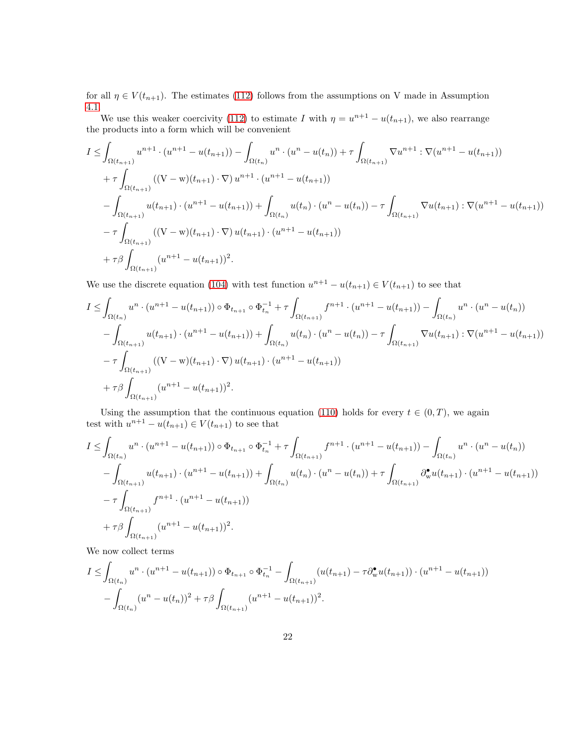for all $\eta \in V(t_{n+1})$. The estimates (112) follows from the assumptions on V made in Assumption 4.1.

We use this weaker coercivity (112) to estimate $I$ with $\eta = u^{n+1} - u(t_{n+1})$, we also rearrange the products into a form which will be convenient

$$
\begin{aligned}
I \leq & \int_{\Omega(t_{n+1})} u^{n+1} \cdot (u^{n+1} - u(t_{n+1})) - \int_{\Omega(t_n)} u^n \cdot (u^n - u(t_n)) + \tau \int_{\Omega(t_{n+1})} \nabla u^{n+1} : \nabla (u^{n+1} - u(t_{n+1})) \\
& + \tau \int_{\Omega(t_{n+1})} \left( (\mathrm{V} - \mathrm{w})(t_{n+1}) \cdot \nabla \right) u^{n+1} \cdot (u^{n+1} - u(t_{n+1})) \\
& - \int_{\Omega(t_{n+1})} u(t_{n+1}) \cdot (u^{n+1} - u(t_{n+1})) + \int_{\Omega(t_n)} u(t_n) \cdot (u^n - u(t_n)) - \tau \int_{\Omega(t_{n+1})} \nabla u(t_{n+1}) : \nabla (u^{n+1} - u(t_{n+1})) \\
& - \tau \int_{\Omega(t_{n+1})} \left( (\mathrm{V} - \mathrm{w})(t_{n+1}) \cdot \nabla \right) u(t_{n+1}) \cdot (u^{n+1} - u(t_{n+1})) \\
& + \tau \beta \int_{\Omega(t_{n+1})} (u^{n+1} - u(t_{n+1}))^2.
\end{aligned}
$$

We use the discrete equation (104) with test function $u^{n+1} - u(t_{n+1}) \in V(t_{n+1})$ to see that

$$
\begin{aligned}
I \leq & \int_{\Omega(t_n)} u^n \cdot (u^{n+1} - u(t_{n+1})) \circ \Phi_{t_{n+1}} \circ \Phi_{t_n}^{-1} + \tau \int_{\Omega(t_{n+1})} f^{n+1} \cdot (u^{n+1} - u(t_{n+1})) - \int_{\Omega(t_n)} u^n \cdot (u^n - u(t_n)) \\
& - \int_{\Omega(t_{n+1})} u(t_{n+1}) \cdot (u^{n+1} - u(t_{n+1})) + \int_{\Omega(t_n)} u(t_n) \cdot (u^n - u(t_n)) - \tau \int_{\Omega(t_{n+1})} \nabla u(t_{n+1}) : \nabla (u^{n+1} - u(t_{n+1})) \\
& - \tau \int_{\Omega(t_{n+1})} \left( (\mathrm{V} - \mathrm{w})(t_{n+1}) \cdot \nabla \right) u(t_{n+1}) \cdot (u^{n+1} - u(t_{n+1})) \\
& + \tau \beta \int_{\Omega(t_{n+1})} (u^{n+1} - u(t_{n+1}))^2.
\end{aligned}
$$

Using the assumption that the continuous equation (110) holds for every $t \in (0, T)$, we again test with $u^{n+1} - u(t_{n+1}) \in V(t_{n+1})$ to see that

$$
\begin{aligned}
I \leq & \int_{\Omega(t_n)} u^n \cdot (u^{n+1} - u(t_{n+1})) \circ \Phi_{t_{n+1}} \circ \Phi_{t_n}^{-1} + \tau \int_{\Omega(t_{n+1})} f^{n+1} \cdot (u^{n+1} - u(t_{n+1})) - \int_{\Omega(t_n)} u^n \cdot (u^n - u(t_n)) \\
& - \int_{\Omega(t_{n+1})} u(t_{n+1}) \cdot (u^{n+1} - u(t_{n+1})) + \int_{\Omega(t_n)} u(t_n) \cdot (u^n - u(t_n)) + \tau \int_{\Omega(t_{n+1})} \partial^{\bullet}_{\mathrm{w}} u(t_{n+1}) \cdot (u^{n+1} - u(t_{n+1})) \\
& - \tau \int_{\Omega(t_{n+1})} f^{n+1} \cdot (u^{n+1} - u(t_{n+1})) \\
& + \tau \beta \int_{\Omega(t_{n+1})} (u^{n+1} - u(t_{n+1}))^2.
\end{aligned}
$$

We now collect terms

$$
\begin{aligned}
I \leq & \int_{\Omega(t_n)} u^n \cdot (u^{n+1} - u(t_{n+1})) \circ \Phi_{t_{n+1}} \circ \Phi_{t_n}^{-1} - \int_{\Omega(t_{n+1})} (u(t_{n+1}) - \tau \partial^{\bullet}_{\mathrm{w}} u(t_{n+1})) \cdot (u^{n+1} - u(t_{n+1})) \\
& - \int_{\Omega(t_n)} (u^n - u(t_n))^2 + \tau \beta \int_{\Omega(t_{n+1})} (u^{n+1} - u(t_{n+1}))^2.
\end{aligned}
$$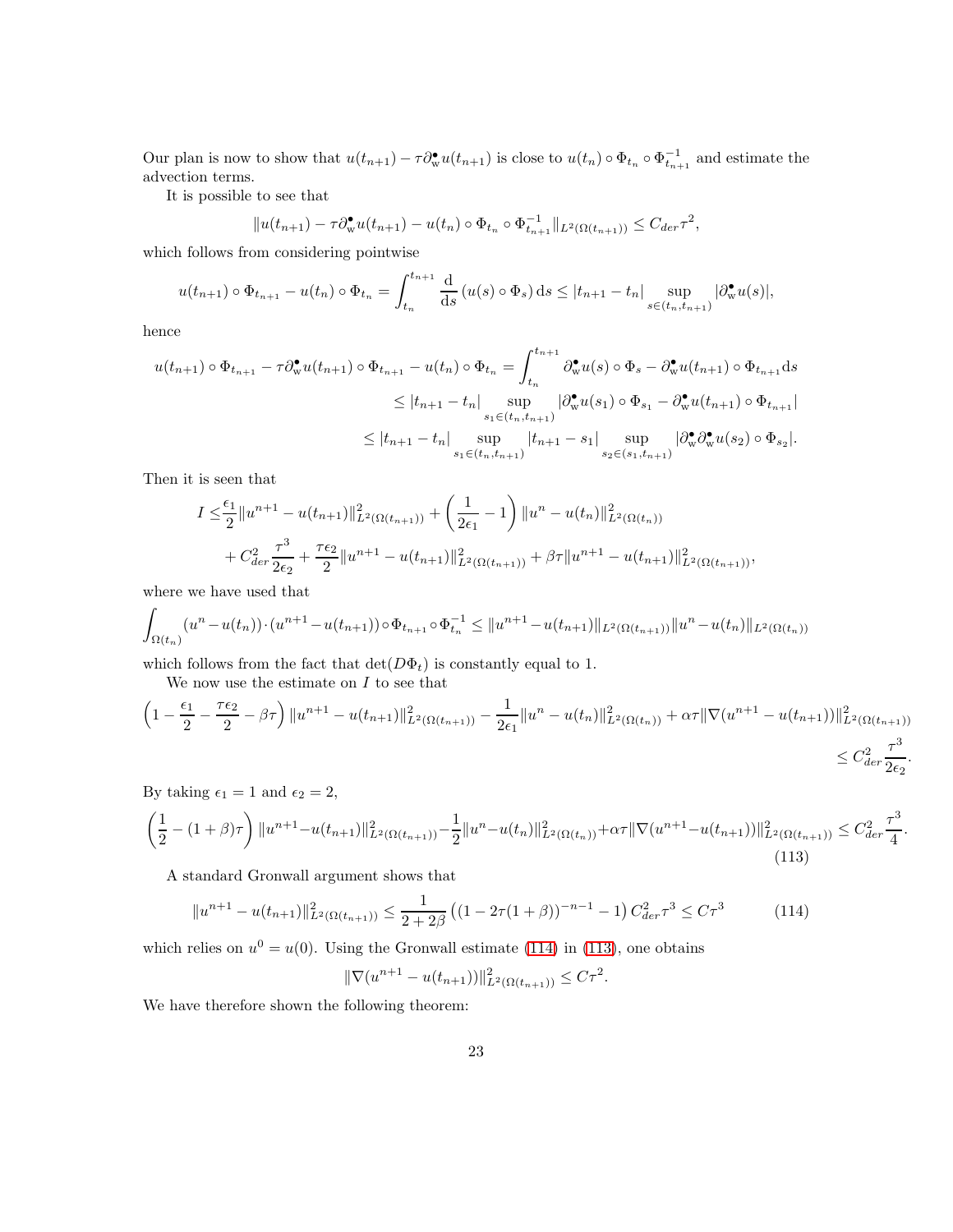Our plan is now to show that $u(t_{n+1}) - \tau \partial^\bullet_{\mathrm{w}} u(t_{n+1})$ is close to $u(t_n) \circ \Phi_{t_n} \circ \Phi^{-1}_{t_{n+1}}$ and estimate the advection terms.

It is possible to see that

$$\|u(t_{n+1}) - \tau \partial^\bullet_{\mathrm{w}} u(t_{n+1}) - u(t_n) \circ \Phi_{t_n} \circ \Phi^{-1}_{t_{n+1}}\|_{L^2(\Omega(t_{n+1}))} \leq C_{der}\tau^2,$$

which follows from considering pointwise

$$u(t_{n+1}) \circ \Phi_{t_{n+1}} - u(t_n) \circ \Phi_{t_n} = \int_{t_n}^{t_{n+1}} \frac{\mathrm{d}}{\mathrm{d}s} \left(u(s) \circ \Phi_s\right) \mathrm{d}s \leq |t_{n+1} - t_n| \sup_{s \in (t_n, t_{n+1})} |\partial^\bullet_{\mathrm{w}} u(s)|,$$

hence

$$\begin{aligned}
u(t_{n+1}) \circ \Phi_{t_{n+1}} - \tau \partial^\bullet_{\mathrm{w}} u(t_{n+1}) \circ \Phi_{t_{n+1}} - u(t_n) \circ \Phi_{t_n} &= \int_{t_n}^{t_{n+1}} \partial^\bullet_{\mathrm{w}} u(s) \circ \Phi_s - \partial^\bullet_{\mathrm{w}} u(t_{n+1}) \circ \Phi_{t_{n+1}} \mathrm{d}s \\
&\leq |t_{n+1} - t_n| \sup_{s_1 \in (t_n, t_{n+1})} |\partial^\bullet_{\mathrm{w}} u(s_1) \circ \Phi_{s_1} - \partial^\bullet_{\mathrm{w}} u(t_{n+1}) \circ \Phi_{t_{n+1}}| \\
&\leq |t_{n+1} - t_n| \sup_{s_1 \in (t_n, t_{n+1})} |t_{n+1} - s_1| \sup_{s_2 \in (s_1, t_{n+1})} |\partial^\bullet_{\mathrm{w}} \partial^\bullet_{\mathrm{w}} u(s_2) \circ \Phi_{s_2}|.
\end{aligned}$$

Then it is seen that

$$\begin{aligned}
I \leq& \frac{\epsilon_1}{2} \|u^{n+1} - u(t_{n+1})\|^2_{L^2(\Omega(t_{n+1}))} + \left(\frac{1}{2\epsilon_1} - 1\right) \|u^n - u(t_n)\|^2_{L^2(\Omega(t_n))} \\
&+ C_{der}^2 \frac{\tau^3}{2\epsilon_2} + \frac{\tau\epsilon_2}{2} \|u^{n+1} - u(t_{n+1})\|^2_{L^2(\Omega(t_{n+1}))} + \beta\tau \|u^{n+1} - u(t_{n+1})\|^2_{L^2(\Omega(t_{n+1}))},
\end{aligned}$$

where we have used that

$$\int_{\Omega(t_n)} (u^n - u(t_n)) \cdot (u^{n+1} - u(t_{n+1})) \circ \Phi_{t_{n+1}} \circ \Phi^{-1}_{t_n} \leq \|u^{n+1} - u(t_{n+1})\|_{L^2(\Omega(t_{n+1}))} \|u^n - u(t_n)\|_{L^2(\Omega(t_n))}$$

which follows from the fact that $\det(D\Phi_t)$ is constantly equal to 1.

We now use the estimate on $I$ to see that

$$\left(1 - \frac{\epsilon_1}{2} - \frac{\tau\epsilon_2}{2} - \beta\tau\right) \|u^{n+1} - u(t_{n+1})\|^2_{L^2(\Omega(t_{n+1}))} - \frac{1}{2\epsilon_1} \|u^n - u(t_n)\|^2_{L^2(\Omega(t_n))} + \alpha\tau \|\nabla(u^{n+1} - u(t_{n+1}))\|^2_{L^2(\Omega(t_{n+1}))} \leq C_{der}^2 \frac{\tau^3}{2\epsilon_2}.$$

By taking $\epsilon_1 = 1$ and $\epsilon_2 = 2$,

$$\left(\frac{1}{2} - (1+\beta)\tau\right) \|u^{n+1} - u(t_{n+1})\|^2_{L^2(\Omega(t_{n+1}))} - \frac{1}{2} \|u^n - u(t_n)\|^2_{L^2(\Omega(t_n))} + \alpha\tau \|\nabla(u^{n+1} - u(t_{n+1}))\|^2_{L^2(\Omega(t_{n+1}))} \leq C_{der}^2 \frac{\tau^3}{4}. \tag{113}$$

A standard Gronwall argument shows that

$$\|u^{n+1} - u(t_{n+1})\|^2_{L^2(\Omega(t_{n+1}))} \leq \frac{1}{2 + 2\beta} \left((1 - 2\tau(1+\beta))^{-n-1} - 1\right) C_{der}^2 \tau^3 \leq C\tau^3 \tag{114}$$

which relies on $u^0 = u(0)$. Using the Gronwall estimate (114) in (113), one obtains

$$\|\nabla(u^{n+1} - u(t_{n+1}))\|^2_{L^2(\Omega(t_{n+1}))} \leq C\tau^2.$$

We have therefore shown the following theorem: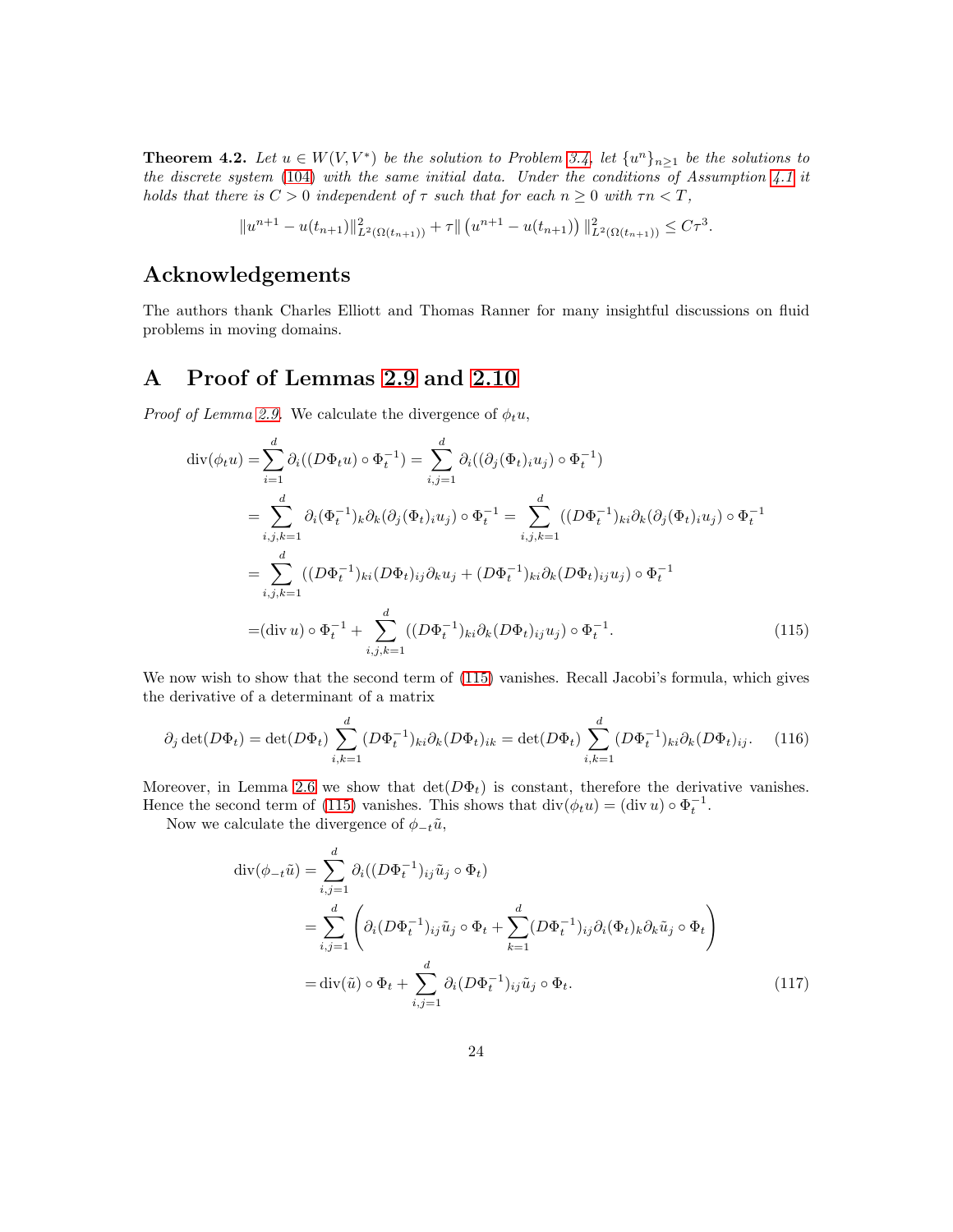**Theorem 4.2.** *Let $u \in W(V, V^*)$ be the solution to Problem 3.4, let $\{u^n\}_{n\geq 1}$ be the solutions to the discrete system (104) with the same initial data. Under the conditions of Assumption 4.1 it holds that there is $C > 0$ independent of $\tau$ such that for each $n \geq 0$ with $\tau n < T$,*

$$\|u^{n+1} - u(t_{n+1})\|^2_{L^2(\Omega(t_{n+1}))} + \tau \| \left(u^{n+1} - u(t_{n+1})\right) \|^2_{L^2(\Omega(t_{n+1}))} \leq C\tau^3.$$

## Acknowledgements

The authors thank Charles Elliott and Thomas Ranner for many insightful discussions on fluid problems in moving domains.

# A Proof of Lemmas 2.9 and 2.10

*Proof of Lemma 2.9.* We calculate the divergence of $\phi_t u$,

$$\begin{aligned}
\operatorname{div}(\phi_t u) =& \sum_{i=1}^d \partial_i((D\Phi_t u) \circ \Phi_t^{-1}) = \sum_{i,j=1}^d \partial_i((\partial_j(\Phi_t)_i u_j) \circ \Phi_t^{-1}) \\
=& \sum_{i,j,k=1}^d \partial_i(\Phi_t^{-1})_k \partial_k(\partial_j(\Phi_t)_i u_j) \circ \Phi_t^{-1} = \sum_{i,j,k=1}^d ((D\Phi_t^{-1})_{ki} \partial_k(\partial_j(\Phi_t)_i u_j) \circ \Phi_t^{-1} \\
=& \sum_{i,j,k=1}^d ((D\Phi_t^{-1})_{ki}(D\Phi_t)_{ij}\partial_k u_j + (D\Phi_t^{-1})_{ki}\partial_k(D\Phi_t)_{ij} u_j) \circ \Phi_t^{-1} \\
=& (\operatorname{div} u) \circ \Phi_t^{-1} + \sum_{i,j,k=1}^d ((D\Phi_t^{-1})_{ki}\partial_k(D\Phi_t)_{ij} u_j) \circ \Phi_t^{-1}.
\end{aligned} \tag{115}$$

We now wish to show that the second term of (115) vanishes. Recall Jacobi's formula, which gives the derivative of a determinant of a matrix

$$\partial_j \det(D\Phi_t) = \det(D\Phi_t) \sum_{i,k=1}^d (D\Phi_t^{-1})_{ki}\partial_k(D\Phi_t)_{ik} = \det(D\Phi_t) \sum_{i,k=1}^d (D\Phi_t^{-1})_{ki}\partial_k(D\Phi_t)_{ij}. \tag{116}$$

Moreover, in Lemma 2.6 we show that $\det(D\Phi_t)$ is constant, therefore the derivative vanishes. Hence the second term of (115) vanishes. This shows that $\operatorname{div}(\phi_t u) = (\operatorname{div} u) \circ \Phi_t^{-1}$.

Now we calculate the divergence of $\phi_{-t}\tilde{u}$,

$$\begin{aligned}
\operatorname{div}(\phi_{-t}\tilde{u}) &= \sum_{i,j=1}^d \partial_i((D\Phi_t^{-1})_{ij}\tilde{u}_j \circ \Phi_t) \\
&= \sum_{i,j=1}^d \left( \partial_i(D\Phi_t^{-1})_{ij}\tilde{u}_j \circ \Phi_t + \sum_{k=1}^d (D\Phi_t^{-1})_{ij}\partial_i(\Phi_t)_k \partial_k \tilde{u}_j \circ \Phi_t \right) \\
&= \operatorname{div}(\tilde{u}) \circ \Phi_t + \sum_{i,j=1}^d \partial_i(D\Phi_t^{-1})_{ij}\tilde{u}_j \circ \Phi_t.
\end{aligned} \tag{117}$$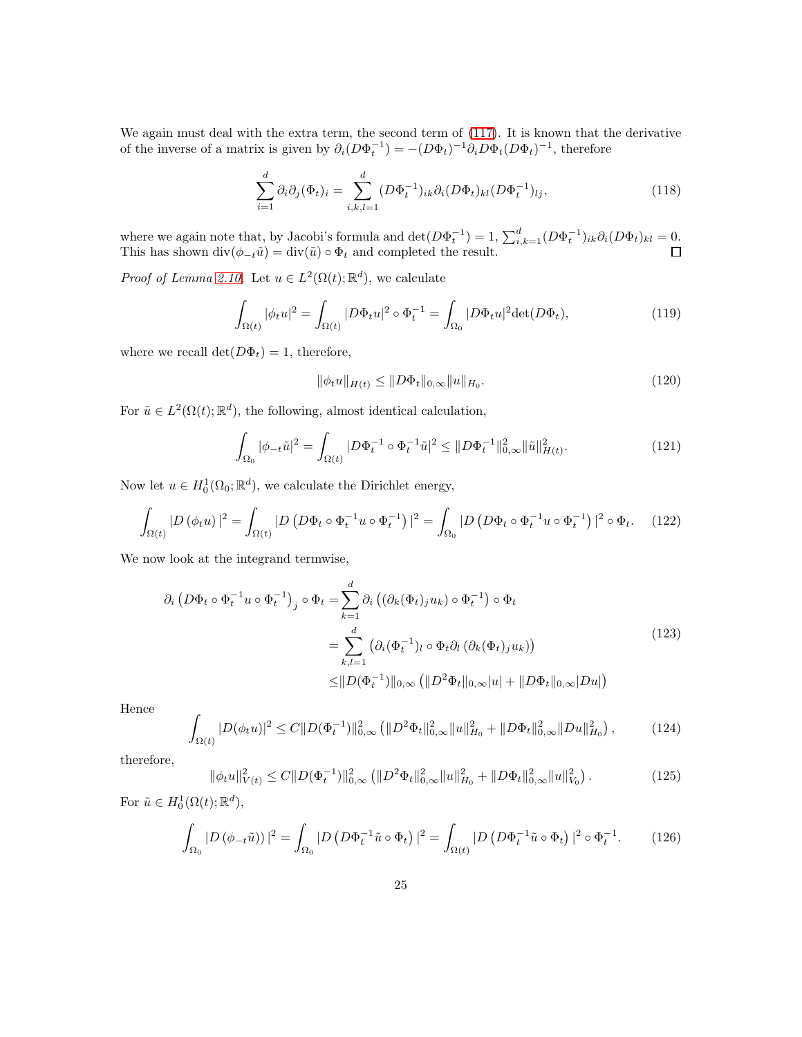We again must deal with the extra term, the second term of (117). It is known that the derivative of the inverse of a matrix is given by $\partial_i(D\Phi_t^{-1}) = -(D\Phi_t)^{-1}\partial_i D\Phi_t (D\Phi_t)^{-1}$, therefore

$$\sum_{i=1}^{d} \partial_i \partial_j (\Phi_t)_i = \sum_{i,k,l=1}^{d} (D\Phi_t^{-1})_{ik} \partial_i (D\Phi_t)_{kl} (D\Phi_t^{-1})_{lj}, \tag{118}$$

where we again note that, by Jacobi's formula and $\det(D\Phi_t^{-1}) = 1$, $\sum_{i,k=1}^{d} (D\Phi_t^{-1})_{ik} \partial_i (D\Phi_t)_{kl} = 0$. This has shown $\operatorname{div}(\phi_{-t}\tilde{u}) = \operatorname{div}(\tilde{u}) \circ \Phi_t$ and completed the result. ☐

*Proof of Lemma 2.10.* Let $u \in L^2(\Omega(t); \mathbb{R}^d)$, we calculate

$$\int_{\Omega(t)} |\phi_t u|^2 = \int_{\Omega(t)} |D\Phi_t u|^2 \circ \Phi_t^{-1} = \int_{\Omega_0} |D\Phi_t u|^2 \det(D\Phi_t), \tag{119}$$

where we recall $\det(D\Phi_t) = 1$, therefore,

$$\|\phi_t u\|_{H(t)} \leq \|D\Phi_t\|_{0,\infty} \|u\|_{H_0}. \tag{120}$$

For $\tilde{u} \in L^2(\Omega(t); \mathbb{R}^d)$, the following, almost identical calculation,

$$\int_{\Omega_0} |\phi_{-t}\tilde{u}|^2 = \int_{\Omega(t)} |D\Phi_t^{-1} \circ \Phi_t^{-1} \tilde{u}|^2 \leq \|D\Phi_t^{-1}\|_{0,\infty}^2 \|\tilde{u}\|_{H(t)}^2. \tag{121}$$

Now let $u \in H_0^1(\Omega_0; \mathbb{R}^d)$, we calculate the Dirichlet energy,

$$\int_{\Omega(t)} |D(\phi_t u)|^2 = \int_{\Omega(t)} |D\left(D\Phi_t \circ \Phi_t^{-1} u \circ \Phi_t^{-1}\right)|^2 = \int_{\Omega_0} |D\left(D\Phi_t \circ \Phi_t^{-1} u \circ \Phi_t^{-1}\right)|^2 \circ \Phi_t. \tag{122}$$

We now look at the integrand termwise,

$$\begin{aligned}
\partial_i \left(D\Phi_t \circ \Phi_t^{-1} u \circ \Phi_t^{-1}\right)_j \circ \Phi_t =& \sum_{k=1}^{d} \partial_i \left((\partial_k (\Phi_t)_j u_k) \circ \Phi_t^{-1}\right) \circ \Phi_t \\
=& \sum_{k,l=1}^{d} \left(\partial_i (\Phi_t^{-1})_l \circ \Phi_t \partial_l \left(\partial_k (\Phi_t)_j u_k\right)\right) \\
\leq& \|D(\Phi_t^{-1})\|_{0,\infty} \left(\|D^2\Phi_t\|_{0,\infty} |u| + \|D\Phi_t\|_{0,\infty} |Du|\right)
\end{aligned} \tag{123}$$

Hence

$$\int_{\Omega(t)} |D(\phi_t u)|^2 \leq C \|D(\Phi_t^{-1})\|_{0,\infty}^2 \left(\|D^2\Phi_t\|_{0,\infty}^2 \|u\|_{H_0}^2 + \|D\Phi_t\|_{0,\infty}^2 \|Du\|_{H_0}^2\right), \tag{124}$$

therefore,

$$\|\phi_t u\|_{V(t)}^2 \leq C \|D(\Phi_t^{-1})\|_{0,\infty}^2 \left(\|D^2\Phi_t\|_{0,\infty}^2 \|u\|_{H_0}^2 + \|D\Phi_t\|_{0,\infty}^2 \|u\|_{V_0}^2\right). \tag{125}$$

For $\tilde{u} \in H_0^1(\Omega(t); \mathbb{R}^d)$,

$$\int_{\Omega_0} |D(\phi_{-t}\tilde{u}))|^2 = \int_{\Omega_0} |D\left(D\Phi_t^{-1} \tilde{u} \circ \Phi_t\right)|^2 = \int_{\Omega(t)} |D\left(D\Phi_t^{-1} \tilde{u} \circ \Phi_t\right)|^2 \circ \Phi_t^{-1}. \tag{126}$$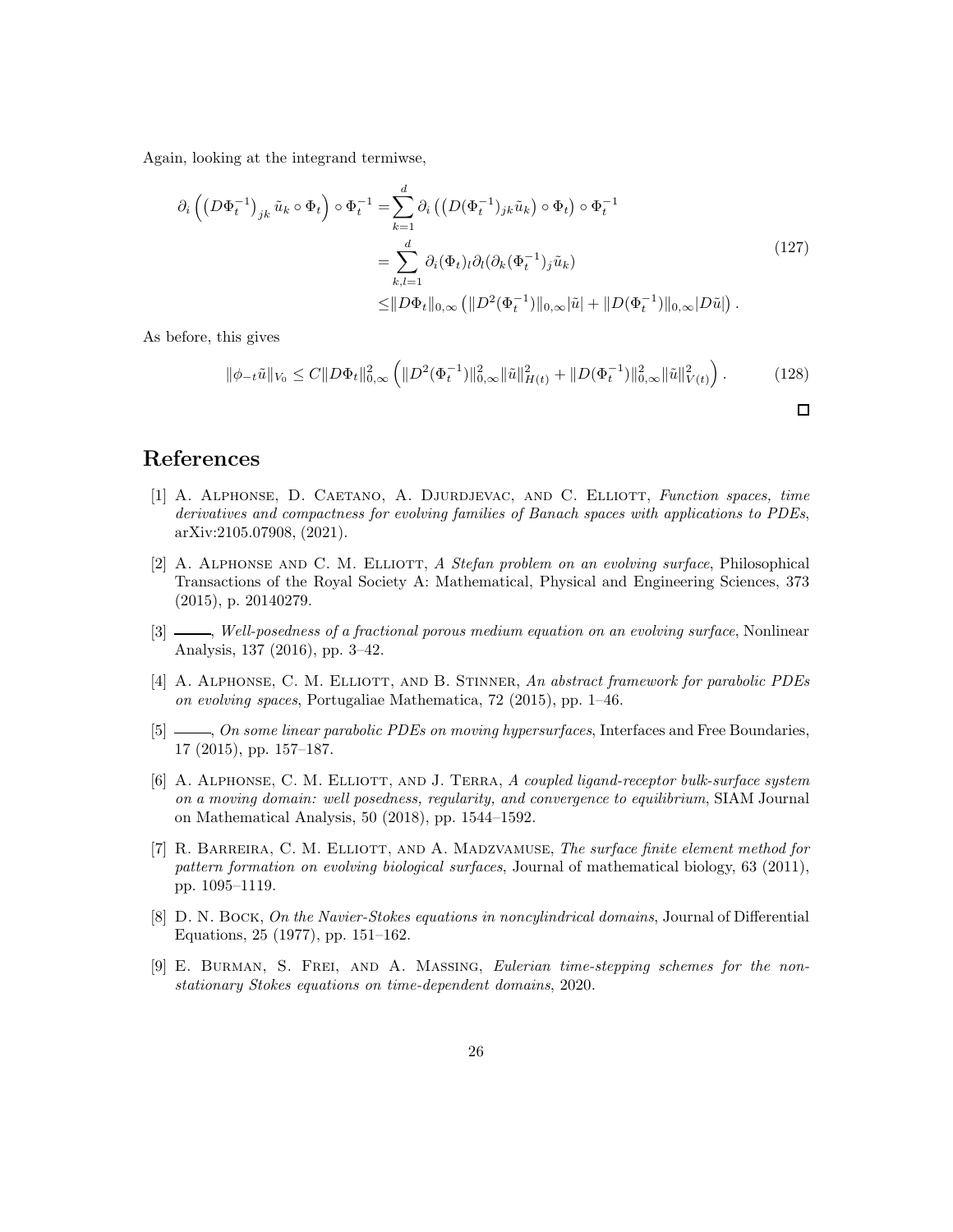Again, looking at the integrand termiwse,

$$
\begin{aligned}
\partial_i \left( \left( D\Phi_t^{-1} \right)_{jk} \tilde{u}_k \circ \Phi_t \right) \circ \Phi_t^{-1} =& \sum_{k=1}^{d} \partial_i \left( \left( D(\Phi_t^{-1})_{jk} \tilde{u}_k \right) \circ \Phi_t \right) \circ \Phi_t^{-1} \\
=& \sum_{k,l=1}^{d} \partial_i (\Phi_t)_l \partial_l (\partial_k (\Phi_t^{-1})_j \tilde{u}_k) \\
\leq& \| D\Phi_t \|_{0,\infty} \left( \| D^2(\Phi_t^{-1}) \|_{0,\infty} |\tilde{u}| + \| D(\Phi_t^{-1}) \|_{0,\infty} |D\tilde{u}| \right).
\end{aligned}
\tag{127}
$$

As before, this gives

$$
\| \phi_{-t} \tilde{u} \|_{V_0} \leq C \| D\Phi_t \|_{0,\infty}^2 \left( \| D^2(\Phi_t^{-1}) \|_{0,\infty}^2 \| \tilde{u} \|_{H(t)}^2 + \| D(\Phi_t^{-1}) \|_{0,\infty}^2 \| \tilde{u} \|_{V(t)}^2 \right). \tag{128}
$$

□

# References

[1] A. Alphonse, D. Caetano, A. Djurdjevac, and C. Elliott, *Function spaces, time derivatives and compactness for evolving families of Banach spaces with applications to PDEs*, arXiv:2105.07908, (2021).

[2] A. Alphonse and C. M. Elliott, *A Stefan problem on an evolving surface*, Philosophical Transactions of the Royal Society A: Mathematical, Physical and Engineering Sciences, 373 (2015), p. 20140279.

[3] ———, *Well-posedness of a fractional porous medium equation on an evolving surface*, Nonlinear Analysis, 137 (2016), pp. 3–42.

[4] A. Alphonse, C. M. Elliott, and B. Stinner, *An abstract framework for parabolic PDEs on evolving spaces*, Portugaliae Mathematica, 72 (2015), pp. 1–46.

[5] ———, *On some linear parabolic PDEs on moving hypersurfaces*, Interfaces and Free Boundaries, 17 (2015), pp. 157–187.

[6] A. Alphonse, C. M. Elliott, and J. Terra, *A coupled ligand-receptor bulk-surface system on a moving domain: well posedness, regularity, and convergence to equilibrium*, SIAM Journal on Mathematical Analysis, 50 (2018), pp. 1544–1592.

[7] R. Barreira, C. M. Elliott, and A. Madzvamuse, *The surface finite element method for pattern formation on evolving biological surfaces*, Journal of mathematical biology, 63 (2011), pp. 1095–1119.

[8] D. N. Bock, *On the Navier-Stokes equations in noncylindrical domains*, Journal of Differential Equations, 25 (1977), pp. 151–162.

[9] E. Burman, S. Frei, and A. Massing, *Eulerian time-stepping schemes for the non-stationary Stokes equations on time-dependent domains*, 2020.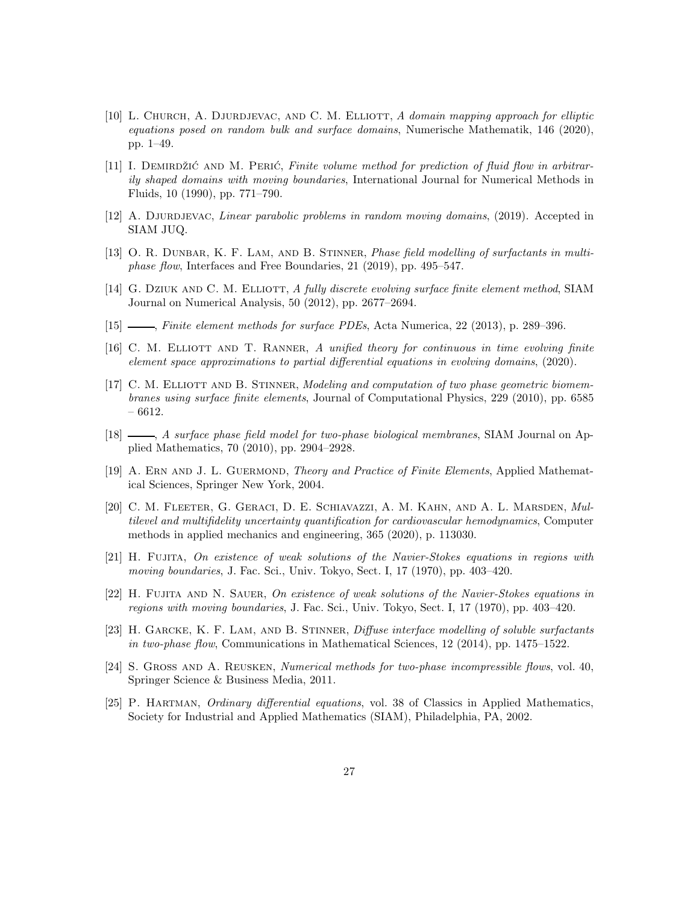[10] L. Church, A. Djurdjevac, and C. M. Elliott, *A domain mapping approach for elliptic equations posed on random bulk and surface domains*, Numerische Mathematik, 146 (2020), pp. 1–49.

[11] I. Demirdžić and M. Perić, *Finite volume method for prediction of fluid flow in arbitrarily shaped domains with moving boundaries*, International Journal for Numerical Methods in Fluids, 10 (1990), pp. 771–790.

[12] A. Djurdjevac, *Linear parabolic problems in random moving domains*, (2019). Accepted in SIAM JUQ.

[13] O. R. Dunbar, K. F. Lam, and B. Stinner, *Phase field modelling of surfactants in multiphase flow*, Interfaces and Free Boundaries, 21 (2019), pp. 495–547.

[14] G. Dziuk and C. M. Elliott, *A fully discrete evolving surface finite element method*, SIAM Journal on Numerical Analysis, 50 (2012), pp. 2677–2694.

[15] ———, *Finite element methods for surface PDEs*, Acta Numerica, 22 (2013), p. 289–396.

[16] C. M. Elliott and T. Ranner, *A unified theory for continuous in time evolving finite element space approximations to partial differential equations in evolving domains*, (2020).

[17] C. M. Elliott and B. Stinner, *Modeling and computation of two phase geometric biomembranes using surface finite elements*, Journal of Computational Physics, 229 (2010), pp. 6585 – 6612.

[18] ———, *A surface phase field model for two-phase biological membranes*, SIAM Journal on Applied Mathematics, 70 (2010), pp. 2904–2928.

[19] A. Ern and J. L. Guermond, *Theory and Practice of Finite Elements*, Applied Mathematical Sciences, Springer New York, 2004.

[20] C. M. Fleeter, G. Geraci, D. E. Schiavazzi, A. M. Kahn, and A. L. Marsden, *Multilevel and multifidelity uncertainty quantification for cardiovascular hemodynamics*, Computer methods in applied mechanics and engineering, 365 (2020), p. 113030.

[21] H. Fujita, *On existence of weak solutions of the Navier-Stokes equations in regions with moving boundaries*, J. Fac. Sci., Univ. Tokyo, Sect. I, 17 (1970), pp. 403–420.

[22] H. Fujita and N. Sauer, *On existence of weak solutions of the Navier-Stokes equations in regions with moving boundaries*, J. Fac. Sci., Univ. Tokyo, Sect. I, 17 (1970), pp. 403–420.

[23] H. Garcke, K. F. Lam, and B. Stinner, *Diffuse interface modelling of soluble surfactants in two-phase flow*, Communications in Mathematical Sciences, 12 (2014), pp. 1475–1522.

[24] S. Gross and A. Reusken, *Numerical methods for two-phase incompressible flows*, vol. 40, Springer Science & Business Media, 2011.

[25] P. Hartman, *Ordinary differential equations*, vol. 38 of Classics in Applied Mathematics, Society for Industrial and Applied Mathematics (SIAM), Philadelphia, PA, 2002.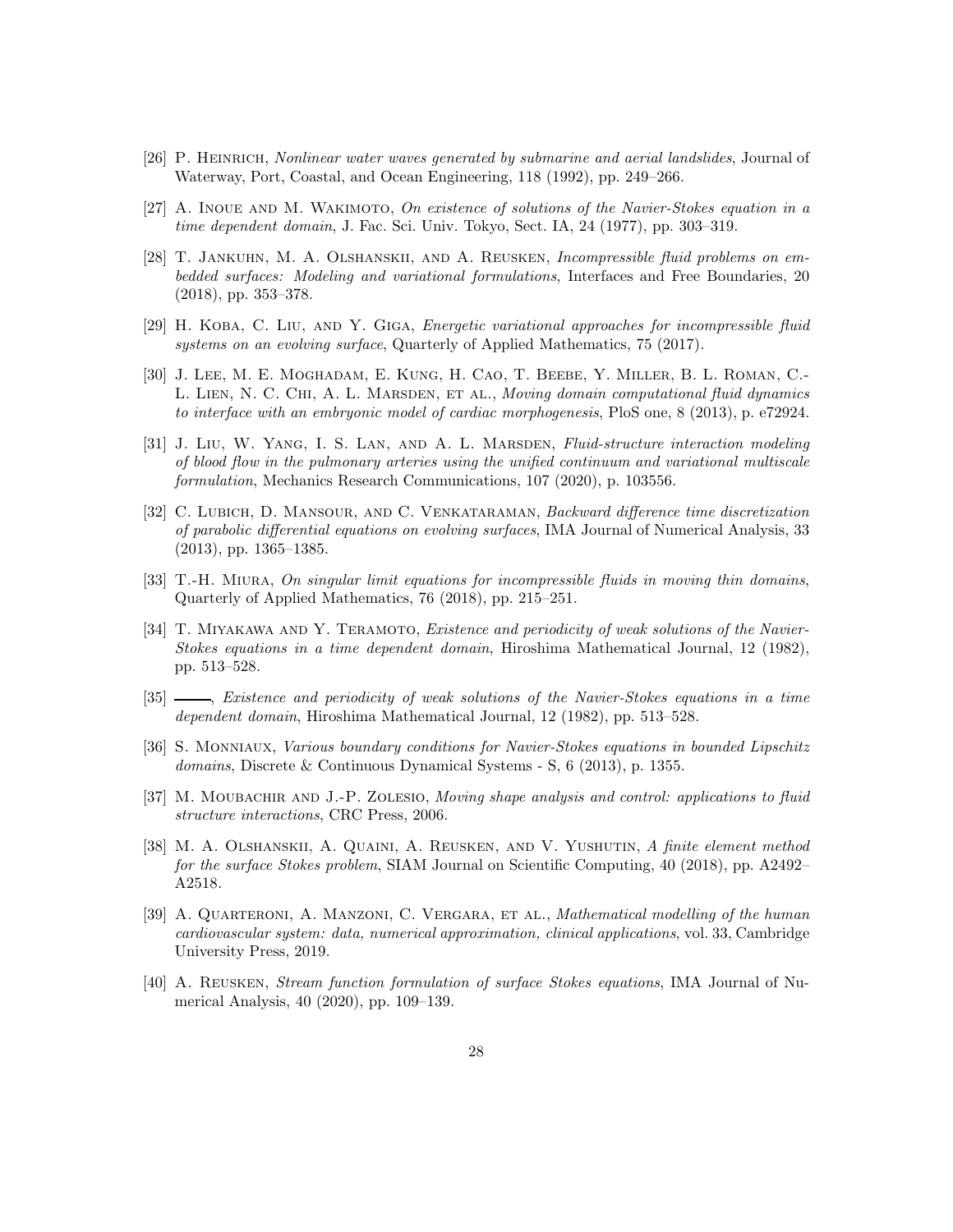[26] P. Heinrich, *Nonlinear water waves generated by submarine and aerial landslides*, Journal of Waterway, Port, Coastal, and Ocean Engineering, 118 (1992), pp. 249–266.

[27] A. Inoue and M. Wakimoto, *On existence of solutions of the Navier-Stokes equation in a time dependent domain*, J. Fac. Sci. Univ. Tokyo, Sect. IA, 24 (1977), pp. 303–319.

[28] T. Jankuhn, M. A. Olshanskii, and A. Reusken, *Incompressible fluid problems on embedded surfaces: Modeling and variational formulations*, Interfaces and Free Boundaries, 20 (2018), pp. 353–378.

[29] H. Koba, C. Liu, and Y. Giga, *Energetic variational approaches for incompressible fluid systems on an evolving surface*, Quarterly of Applied Mathematics, 75 (2017).

[30] J. Lee, M. E. Moghadam, E. Kung, H. Cao, T. Beebe, Y. Miller, B. L. Roman, C.-L. Lien, N. C. Chi, A. L. Marsden, et al., *Moving domain computational fluid dynamics to interface with an embryonic model of cardiac morphogenesis*, PloS one, 8 (2013), p. e72924.

[31] J. Liu, W. Yang, I. S. Lan, and A. L. Marsden, *Fluid-structure interaction modeling of blood flow in the pulmonary arteries using the unified continuum and variational multiscale formulation*, Mechanics Research Communications, 107 (2020), p. 103556.

[32] C. Lubich, D. Mansour, and C. Venkataraman, *Backward difference time discretization of parabolic differential equations on evolving surfaces*, IMA Journal of Numerical Analysis, 33 (2013), pp. 1365–1385.

[33] T.-H. Miura, *On singular limit equations for incompressible fluids in moving thin domains*, Quarterly of Applied Mathematics, 76 (2018), pp. 215–251.

[34] T. Miyakawa and Y. Teramoto, *Existence and periodicity of weak solutions of the Navier-Stokes equations in a time dependent domain*, Hiroshima Mathematical Journal, 12 (1982), pp. 513–528.

[35] ———, *Existence and periodicity of weak solutions of the Navier-Stokes equations in a time dependent domain*, Hiroshima Mathematical Journal, 12 (1982), pp. 513–528.

[36] S. Monniaux, *Various boundary conditions for Navier-Stokes equations in bounded Lipschitz domains*, Discrete & Continuous Dynamical Systems - S, 6 (2013), p. 1355.

[37] M. Moubachir and J.-P. Zolesio, *Moving shape analysis and control: applications to fluid structure interactions*, CRC Press, 2006.

[38] M. A. Olshanskii, A. Quaini, A. Reusken, and V. Yushutin, *A finite element method for the surface Stokes problem*, SIAM Journal on Scientific Computing, 40 (2018), pp. A2492–A2518.

[39] A. Quarteroni, A. Manzoni, C. Vergara, et al., *Mathematical modelling of the human cardiovascular system: data, numerical approximation, clinical applications*, vol. 33, Cambridge University Press, 2019.

[40] A. Reusken, *Stream function formulation of surface Stokes equations*, IMA Journal of Numerical Analysis, 40 (2020), pp. 109–139.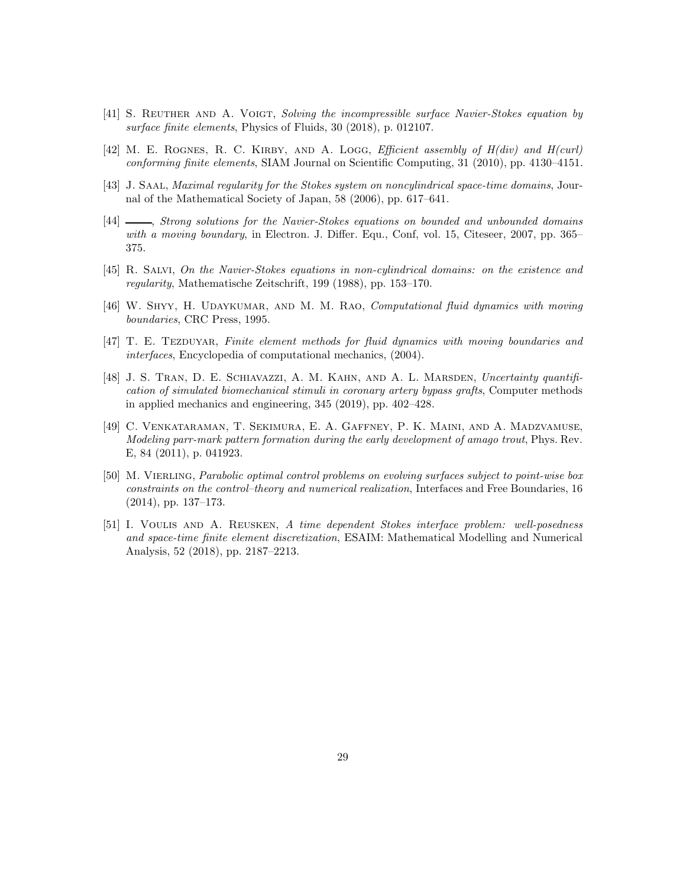[41] S. Reuther and A. Voigt, *Solving the incompressible surface Navier-Stokes equation by surface finite elements*, Physics of Fluids, 30 (2018), p. 012107.

[42] M. E. Rognes, R. C. Kirby, and A. Logg, *Efficient assembly of H(div) and H(curl) conforming finite elements*, SIAM Journal on Scientific Computing, 31 (2010), pp. 4130–4151.

[43] J. Saal, *Maximal regularity for the Stokes system on noncylindrical space-time domains*, Journal of the Mathematical Society of Japan, 58 (2006), pp. 617–641.

[44] ———, *Strong solutions for the Navier-Stokes equations on bounded and unbounded domains with a moving boundary*, in Electron. J. Differ. Equ., Conf, vol. 15, Citeseer, 2007, pp. 365–375.

[45] R. Salvi, *On the Navier-Stokes equations in non-cylindrical domains: on the existence and regularity*, Mathematische Zeitschrift, 199 (1988), pp. 153–170.

[46] W. Shyy, H. Udaykumar, and M. M. Rao, *Computational fluid dynamics with moving boundaries*, CRC Press, 1995.

[47] T. E. Tezduyar, *Finite element methods for fluid dynamics with moving boundaries and interfaces*, Encyclopedia of computational mechanics, (2004).

[48] J. S. Tran, D. E. Schiavazzi, A. M. Kahn, and A. L. Marsden, *Uncertainty quantification of simulated biomechanical stimuli in coronary artery bypass grafts*, Computer methods in applied mechanics and engineering, 345 (2019), pp. 402–428.

[49] C. Venkataraman, T. Sekimura, E. A. Gaffney, P. K. Maini, and A. Madzvamuse, *Modeling parr-mark pattern formation during the early development of amago trout*, Phys. Rev. E, 84 (2011), p. 041923.

[50] M. Vierling, *Parabolic optimal control problems on evolving surfaces subject to point-wise box constraints on the control–theory and numerical realization*, Interfaces and Free Boundaries, 16 (2014), pp. 137–173.

[51] I. Voulis and A. Reusken, *A time dependent Stokes interface problem: well-posedness and space-time finite element discretization*, ESAIM: Mathematical Modelling and Numerical Analysis, 52 (2018), pp. 2187–2213.